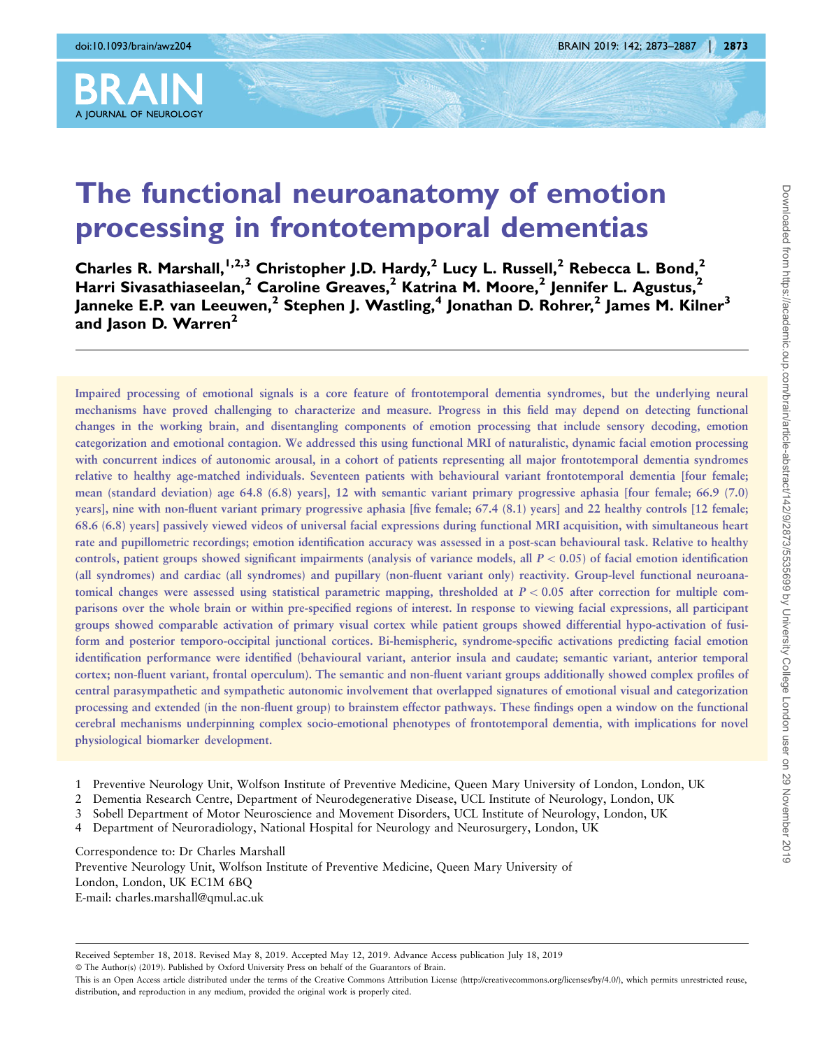# The functional neuroanatomy of emotion processing in frontotemporal dementias

**Charles R. Marshall,[1,2,3] Christopher J.D. Hardy,[2] Lucy L. Russell,[2] Rebecca L. Bond,[2] Harri Sivasathiaseelan,[2] Caroline Greaves,[2] Katrina M. Moore,[2] Jennifer L. Agustus,[2] Janneke E.P. van Leeuwen,[2] Stephen J. Wastling,[4] Jonathan D. Rohrer,[2] James M. Kilner[3] and Jason D. Warren[2]**

Impaired processing of emotional signals is a core feature of frontotemporal dementia syndromes, but the underlying neural mechanisms have proved challenging to characterize and measure. Progress in this field may depend on detecting functional changes in the working brain, and disentangling components of emotion processing that include sensory decoding, emotion categorization and emotional contagion. We addressed this using functional MRI of naturalistic, dynamic facial emotion processing with concurrent indices of autonomic arousal, in a cohort of patients representing all major frontotemporal dementia syndromes relative to healthy age-matched individuals. Seventeen patients with behavioural variant frontotemporal dementia [four female; mean (standard deviation) age 64.8 (6.8) years], 12 with semantic variant primary progressive aphasia [four female; 66.9 (7.0) years], nine with non-fluent variant primary progressive aphasia [five female; 67.4 (8.1) years] and 22 healthy controls [12 female; 68.6 (6.8) years] passively viewed videos of universal facial expressions during functional MRI acquisition, with simultaneous heart rate and pupillometric recordings; emotion identification accuracy was assessed in a post-scan behavioural task. Relative to healthy controls, patient groups showed significant impairments (analysis of variance models, all $P < 0.05$) of facial emotion identification (all syndromes) and cardiac (all syndromes) and pupillary (non-fluent variant only) reactivity. Group-level functional neuroanatomical changes were assessed using statistical parametric mapping, thresholded at $P < 0.05$ after correction for multiple comparisons over the whole brain or within pre-specified regions of interest. In response to viewing facial expressions, all participant groups showed comparable activation of primary visual cortex while patient groups showed differential hypo-activation of fusiform and posterior temporo-occipital junctional cortices. Bi-hemispheric, syndrome-specific activations predicting facial emotion identification performance were identified (behavioural variant, anterior insula and caudate; semantic variant, anterior temporal cortex; non-fluent variant, frontal operculum). The semantic and non-fluent variant groups additionally showed complex profiles of central parasympathetic and sympathetic autonomic involvement that overlapped signatures of emotional visual and categorization processing and extended (in the non-fluent group) to brainstem effector pathways. These findings open a window on the functional cerebral mechanisms underpinning complex socio-emotional phenotypes of frontotemporal dementia, with implications for novel physiological biomarker development.

1 Preventive Neurology Unit, Wolfson Institute of Preventive Medicine, Queen Mary University of London, London, UK
2 Dementia Research Centre, Department of Neurodegenerative Disease, UCL Institute of Neurology, London, UK
3 Sobell Department of Motor Neuroscience and Movement Disorders, UCL Institute of Neurology, London, UK
4 Department of Neuroradiology, National Hospital for Neurology and Neurosurgery, London, UK

Correspondence to: Dr Charles Marshall
Preventive Neurology Unit, Wolfson Institute of Preventive Medicine, Queen Mary University of London, London, UK EC1M 6BQ
E-mail: charles.marshall@qmul.ac.uk

Received September 18, 2018. Revised May 8, 2019. Accepted May 12, 2019. Advance Access publication July 18, 2019
© The Author(s) (2019). Published by Oxford University Press on behalf of the Guarantors of Brain.
This is an Open Access article distributed under the terms of the Creative Commons Attribution License (http://creativecommons.org/licenses/by/4.0/), which permits unrestricted reuse, distribution, and reproduction in any medium, provided the original work is properly cited.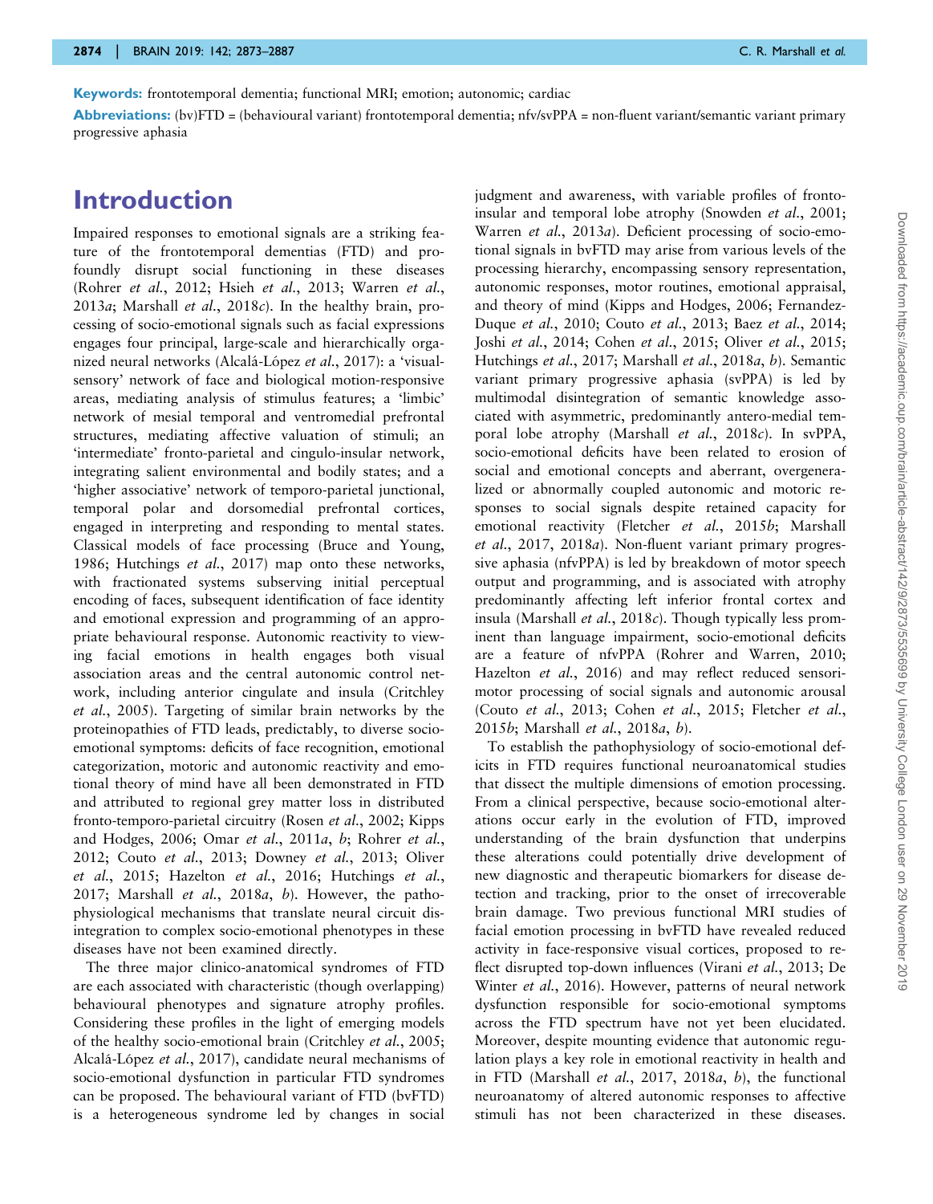**Keywords:** frontotemporal dementia; functional MRI; emotion; autonomic; cardiac

**Abbreviations:** (bv)FTD = (behavioural variant) frontotemporal dementia; nfv/svPPA = non-fluent variant/semantic variant primary progressive aphasia

# Introduction

Impaired responses to emotional signals are a striking feature of the frontotemporal dementias (FTD) and profoundly disrupt social functioning in these diseases (Rohrer *et al.*, 2012; Hsieh *et al.*, 2013; Warren *et al.*, 2013*a*; Marshall *et al.*, 2018*c*). In the healthy brain, processing of socio-emotional signals such as facial expressions engages four principal, large-scale and hierarchically organized neural networks (Alcalá-López *et al.*, 2017): a 'visual-sensory' network of face and biological motion-responsive areas, mediating analysis of stimulus features; a 'limbic' network of mesial temporal and ventromedial prefrontal structures, mediating affective valuation of stimuli; an 'intermediate' fronto-parietal and cingulo-insular network, integrating salient environmental and bodily states; and a 'higher associative' network of temporo-parietal junctional, temporal polar and dorsomedial prefrontal cortices, engaged in interpreting and responding to mental states. Classical models of face processing (Bruce and Young, 1986; Hutchings *et al.*, 2017) map onto these networks, with fractionated systems subserving initial perceptual encoding of faces, subsequent identification of face identity and emotional expression and programming of an appropriate behavioural response. Autonomic reactivity to viewing facial emotions in health engages both visual association areas and the central autonomic control network, including anterior cingulate and insula (Critchley *et al.*, 2005). Targeting of similar brain networks by the proteinopathies of FTD leads, predictably, to diverse socio-emotional symptoms: deficits of face recognition, emotional categorization, motoric and autonomic reactivity and emotional theory of mind have all been demonstrated in FTD and attributed to regional grey matter loss in distributed fronto-temporo-parietal circuitry (Rosen *et al.*, 2002; Kipps and Hodges, 2006; Omar *et al.*, 2011*a*, *b*; Rohrer *et al.*, 2012; Couto *et al.*, 2013; Downey *et al.*, 2013; Oliver *et al.*, 2015; Hazelton *et al.*, 2016; Hutchings *et al.*, 2017; Marshall *et al.*, 2018*a*, *b*). However, the pathophysiological mechanisms that translate neural circuit disintegration to complex socio-emotional phenotypes in these diseases have not been examined directly.

The three major clinico-anatomical syndromes of FTD are each associated with characteristic (though overlapping) behavioural phenotypes and signature atrophy profiles. Considering these profiles in the light of emerging models of the healthy socio-emotional brain (Critchley *et al.*, 2005; Alcalá-López *et al.*, 2017), candidate neural mechanisms of socio-emotional dysfunction in particular FTD syndromes can be proposed. The behavioural variant of FTD (bvFTD) is a heterogeneous syndrome led by changes in social judgment and awareness, with variable profiles of fronto-insular and temporal lobe atrophy (Snowden *et al.*, 2001; Warren *et al.*, 2013*a*). Deficient processing of socio-emotional signals in bvFTD may arise from various levels of the processing hierarchy, encompassing sensory representation, autonomic responses, motor routines, emotional appraisal, and theory of mind (Kipps and Hodges, 2006; Fernandez-Duque *et al.*, 2010; Couto *et al.*, 2013; Baez *et al.*, 2014; Joshi *et al.*, 2014; Cohen *et al.*, 2015; Oliver *et al.*, 2015; Hutchings *et al.*, 2017; Marshall *et al.*, 2018*a*, *b*). Semantic variant primary progressive aphasia (svPPA) is led by multimodal disintegration of semantic knowledge associated with asymmetric, predominantly antero-medial temporal lobe atrophy (Marshall *et al.*, 2018*c*). In svPPA, socio-emotional deficits have been related to erosion of social and emotional concepts and aberrant, overgeneralized or abnormally coupled autonomic and motoric responses to social signals despite retained capacity for emotional reactivity (Fletcher *et al.*, 2015*b*; Marshall *et al.*, 2017, 2018*a*). Non-fluent variant primary progressive aphasia (nfvPPA) is led by breakdown of motor speech output and programming, and is associated with atrophy predominantly affecting left inferior frontal cortex and insula (Marshall *et al.*, 2018*c*). Though typically less prominent than language impairment, socio-emotional deficits are a feature of nfvPPA (Rohrer and Warren, 2010; Hazelton *et al.*, 2016) and may reflect reduced sensorimotor processing of social signals and autonomic arousal (Couto *et al.*, 2013; Cohen *et al.*, 2015; Fletcher *et al.*, 2015*b*; Marshall *et al.*, 2018*a*, *b*).

To establish the pathophysiology of socio-emotional deficits in FTD requires functional neuroanatomical studies that dissect the multiple dimensions of emotion processing. From a clinical perspective, because socio-emotional alterations occur early in the evolution of FTD, improved understanding of the brain dysfunction that underpins these alterations could potentially drive development of new diagnostic and therapeutic biomarkers for disease detection and tracking, prior to the onset of irrecoverable brain damage. Two previous functional MRI studies of facial emotion processing in bvFTD have revealed reduced activity in face-responsive visual cortices, proposed to reflect disrupted top-down influences (Virani *et al.*, 2013; De Winter *et al.*, 2016). However, patterns of neural network dysfunction responsible for socio-emotional symptoms across the FTD spectrum have not yet been elucidated. Moreover, despite mounting evidence that autonomic regulation plays a key role in emotional reactivity in health and in FTD (Marshall *et al.*, 2017, 2018*a*, *b*), the functional neuroanatomy of altered autonomic responses to affective stimuli has not been characterized in these diseases.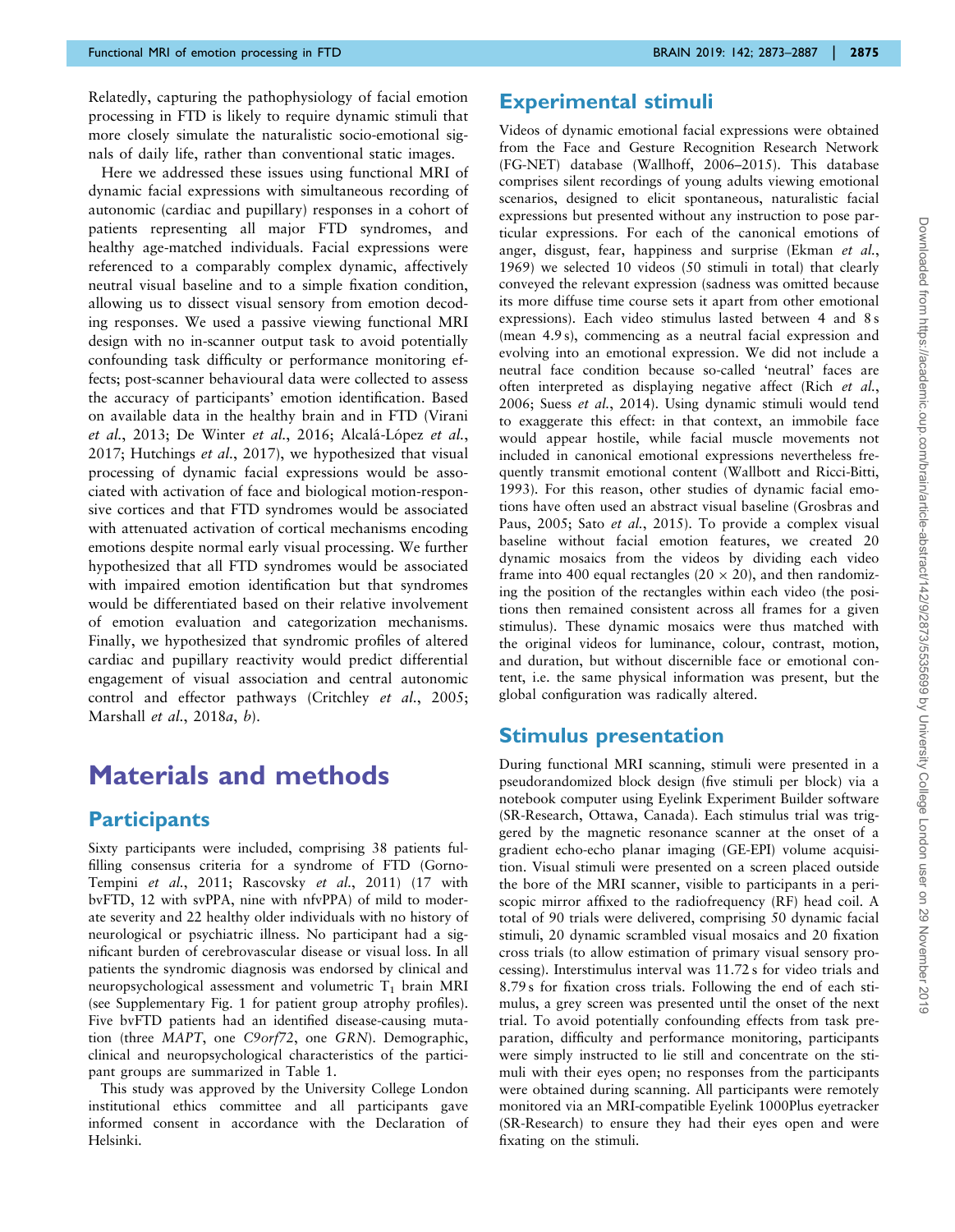Relatedly, capturing the pathophysiology of facial emotion processing in FTD is likely to require dynamic stimuli that more closely simulate the naturalistic socio-emotional signals of daily life, rather than conventional static images.

Here we addressed these issues using functional MRI of dynamic facial expressions with simultaneous recording of autonomic (cardiac and pupillary) responses in a cohort of patients representing all major FTD syndromes, and healthy age-matched individuals. Facial expressions were referenced to a comparably complex dynamic, affectively neutral visual baseline and to a simple fixation condition, allowing us to dissect visual sensory from emotion decoding responses. We used a passive viewing functional MRI design with no in-scanner output task to avoid potentially confounding task difficulty or performance monitoring effects; post-scanner behavioural data were collected to assess the accuracy of participants' emotion identification. Based on available data in the healthy brain and in FTD (Virani *et al.*, 2013; De Winter *et al.*, 2016; Alcalá-López *et al.*, 2017; Hutchings *et al.*, 2017), we hypothesized that visual processing of dynamic facial expressions would be associated with activation of face and biological motion-responsive cortices and that FTD syndromes would be associated with attenuated activation of cortical mechanisms encoding emotions despite normal early visual processing. We further hypothesized that all FTD syndromes would be associated with impaired emotion identification but that syndromes would be differentiated based on their relative involvement of emotion evaluation and categorization mechanisms. Finally, we hypothesized that syndromic profiles of altered cardiac and pupillary reactivity would predict differential engagement of visual association and central autonomic control and effector pathways (Critchley *et al.*, 2005; Marshall *et al.*, 2018*a*, *b*).

# Materials and methods

## Participants

Sixty participants were included, comprising 38 patients fulfilling consensus criteria for a syndrome of FTD (Gorno-Tempini *et al.*, 2011; Rascovsky *et al.*, 2011) (17 with bvFTD, 12 with svPPA, nine with nfvPPA) of mild to moderate severity and 22 healthy older individuals with no history of neurological or psychiatric illness. No participant had a significant burden of cerebrovascular disease or visual loss. In all patients the syndromic diagnosis was endorsed by clinical and neuropsychological assessment and volumetric $T_1$ brain MRI (see Supplementary Fig. 1 for patient group atrophy profiles). Five bvFTD patients had an identified disease-causing mutation (three *MAPT*, one *C9orf72*, one *GRN*). Demographic, clinical and neuropsychological characteristics of the participant groups are summarized in Table 1.

This study was approved by the University College London institutional ethics committee and all participants gave informed consent in accordance with the Declaration of Helsinki.

## Experimental stimuli

Videos of dynamic emotional facial expressions were obtained from the Face and Gesture Recognition Research Network (FG-NET) database (Wallhoff, 2006–2015). This database comprises silent recordings of young adults viewing emotional scenarios, designed to elicit spontaneous, naturalistic facial expressions but presented without any instruction to pose particular expressions. For each of the canonical emotions of anger, disgust, fear, happiness and surprise (Ekman *et al.*, 1969) we selected 10 videos (50 stimuli in total) that clearly conveyed the relevant expression (sadness was omitted because its more diffuse time course sets it apart from other emotional expressions). Each video stimulus lasted between 4 and 8 s (mean 4.9 s), commencing as a neutral facial expression and evolving into an emotional expression. We did not include a neutral face condition because so-called 'neutral' faces are often interpreted as displaying negative affect (Rich *et al.*, 2006; Suess *et al.*, 2014). Using dynamic stimuli would tend to exaggerate this effect: in that context, an immobile face would appear hostile, while facial muscle movements not included in canonical emotional expressions nevertheless frequently transmit emotional content (Wallbott and Ricci-Bitti, 1993). For this reason, other studies of dynamic facial emotions have often used an abstract visual baseline (Grosbras and Paus, 2005; Sato *et al.*, 2015). To provide a complex visual baseline without facial emotion features, we created 20 dynamic mosaics from the videos by dividing each video frame into 400 equal rectangles ($20 \times 20$), and then randomizing the position of the rectangles within each video (the positions then remained consistent across all frames for a given stimulus). These dynamic mosaics were thus matched with the original videos for luminance, colour, contrast, motion, and duration, but without discernible face or emotional content, i.e. the same physical information was present, but the global configuration was radically altered.

## Stimulus presentation

During functional MRI scanning, stimuli were presented in a pseudorandomized block design (five stimuli per block) via a notebook computer using Eyelink Experiment Builder software (SR-Research, Ottawa, Canada). Each stimulus trial was triggered by the magnetic resonance scanner at the onset of a gradient echo-echo planar imaging (GE-EPI) volume acquisition. Visual stimuli were presented on a screen placed outside the bore of the MRI scanner, visible to participants in a periscopic mirror affixed to the radiofrequency (RF) head coil. A total of 90 trials were delivered, comprising 50 dynamic facial stimuli, 20 dynamic scrambled visual mosaics and 20 fixation cross trials (to allow estimation of primary visual sensory processing). Interstimulus interval was 11.72 s for video trials and 8.79 s for fixation cross trials. Following the end of each stimulus, a grey screen was presented until the onset of the next trial. To avoid potentially confounding effects from task preparation, difficulty and performance monitoring, participants were simply instructed to lie still and concentrate on the stimuli with their eyes open; no responses from the participants were obtained during scanning. All participants were remotely monitored via an MRI-compatible Eyelink 1000Plus eyetracker (SR-Research) to ensure they had their eyes open and were fixating on the stimuli.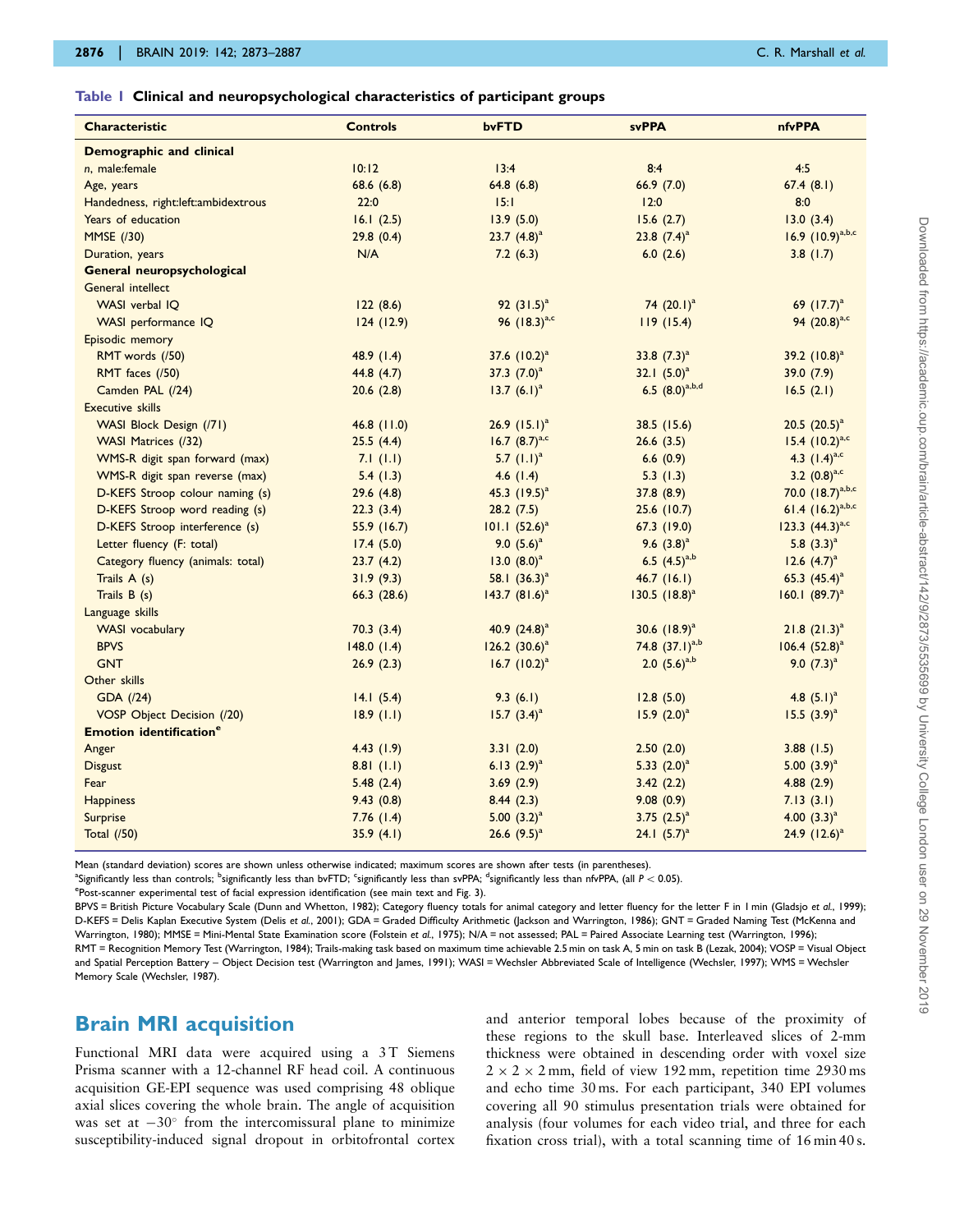**Table 1 Clinical and neuropsychological characteristics of participant groups**

| Characteristic | Controls | bvFTD | svPPA | nfvPPA |
|---|---|---|---|---|
| **Demographic and clinical** | | | | |
| *n*, male:female | 10:12 | 13:4 | 8:4 | 4:5 |
| Age, years | 68.6 (6.8) | 64.8 (6.8) | 66.9 (7.0) | 67.4 (8.1) |
| Handedness, right:left:ambidextrous | 22:0 | 15:1 | 12:0 | 8:0 |
| Years of education | 16.1 (2.5) | 13.9 (5.0) | 15.6 (2.7) | 13.0 (3.4) |
| MMSE (/30) | 29.8 (0.4) | 23.7 (4.8)[a] | 23.8 (7.4)[a] | 16.9 (10.9)[a,b,c] |
| Duration, years | N/A | 7.2 (6.3) | 6.0 (2.6) | 3.8 (1.7) |
| **General neuropsychological** | | | | |
| General intellect | | | | |
| WASI verbal IQ | 122 (8.6) | 92 (31.5)[a] | 74 (20.1)[a] | 69 (17.7)[a] |
| WASI performance IQ | 124 (12.9) | 96 (18.3)[a,c] | 119 (15.4) | 94 (20.8)[a,c] |
| Episodic memory | | | | |
| RMT words (/50) | 48.9 (1.4) | 37.6 (10.2)[a] | 33.8 (7.3)[a] | 39.2 (10.8)[a] |
| RMT faces (/50) | 44.8 (4.7) | 37.3 (7.0)[a] | 32.1 (5.0)[a] | 39.0 (7.9) |
| Camden PAL (/24) | 20.6 (2.8) | 13.7 (6.1)[a] | 6.5 (8.0)[a,b,d] | 16.5 (2.1) |
| Executive skills | | | | |
| WASI Block Design (/71) | 46.8 (11.0) | 26.9 (15.1)[a] | 38.5 (15.6) | 20.5 (20.5)[a] |
| WASI Matrices (/32) | 25.5 (4.4) | 16.7 (8.7)[a,c] | 26.6 (3.5) | 15.4 (10.2)[a,c] |
| WMS-R digit span forward (max) | 7.1 (1.1) | 5.7 (1.1)[a] | 6.6 (0.9) | 4.3 (1.4)[a,c] |
| WMS-R digit span reverse (max) | 5.4 (1.3) | 4.6 (1.4) | 5.3 (1.3) | 3.2 (0.8)[a,c] |
| D-KEFS Stroop colour naming (s) | 29.6 (4.8) | 45.3 (19.5)[a] | 37.8 (8.9) | 70.0 (18.7)[a,b,c] |
| D-KEFS Stroop word reading (s) | 22.3 (3.4) | 28.2 (7.5) | 25.6 (10.7) | 61.4 (16.2)[a,b,c] |
| D-KEFS Stroop interference (s) | 55.9 (16.7) | 101.1 (52.6)[a] | 67.3 (19.0) | 123.3 (44.3)[a,c] |
| Letter fluency (F: total) | 17.4 (5.0) | 9.0 (5.6)[a] | 9.6 (3.8)[a] | 5.8 (3.3)[a] |
| Category fluency (animals: total) | 23.7 (4.2) | 13.0 (8.0)[a] | 6.5 (4.5)[a,b] | 12.6 (4.7)[a] |
| Trails A (s) | 31.9 (9.3) | 58.1 (36.3)[a] | 46.7 (16.1) | 65.3 (45.4)[a] |
| Trails B (s) | 66.3 (28.6) | 143.7 (81.6)[a] | 130.5 (18.8)[a] | 160.1 (89.7)[a] |
| Language skills | | | | |
| WASI vocabulary | 70.3 (3.4) | 40.9 (24.8)[a] | 30.6 (18.9)[a] | 21.8 (21.3)[a] |
| BPVS | 148.0 (1.4) | 126.2 (30.6)[a] | 74.8 (37.1)[a,b] | 106.4 (52.8)[a] |
| GNT | 26.9 (2.3) | 16.7 (10.2)[a] | 2.0 (5.6)[a,b] | 9.0 (7.3)[a] |
| Other skills | | | | |
| GDA (/24) | 14.1 (5.4) | 9.3 (6.1) | 12.8 (5.0) | 4.8 (5.1)[a] |
| VOSP Object Decision (/20) | 18.9 (1.1) | 15.7 (3.4)[a] | 15.9 (2.0)[a] | 15.5 (3.9)[a] |
| **Emotion identification[e]** | | | | |
| Anger | 4.43 (1.9) | 3.31 (2.0) | 2.50 (2.0) | 3.88 (1.5) |
| Disgust | 8.81 (1.1) | 6.13 (2.9)[a] | 5.33 (2.0)[a] | 5.00 (3.9)[a] |
| Fear | 5.48 (2.4) | 3.69 (2.9) | 3.42 (2.2) | 4.88 (2.9) |
| Happiness | 9.43 (0.8) | 8.44 (2.3) | 9.08 (0.9) | 7.13 (3.1) |
| Surprise | 7.76 (1.4) | 5.00 (3.2)[a] | 3.75 (2.5)[a] | 4.00 (3.3)[a] |
| Total (/50) | 35.9 (4.1) | 26.6 (9.5)[a] | 24.1 (5.7)[a] | 24.9 (12.6)[a] |

Mean (standard deviation) scores are shown unless otherwise indicated; maximum scores are shown after tests (in parentheses).

[a]Significantly less than controls; [b]significantly less than bvFTD; [c]significantly less than svPPA; [d]significantly less than nfvPPA, (all $P < 0.05$).

[e]Post-scanner experimental test of facial expression identification (see main text and Fig. 3).

BPVS = British Picture Vocabulary Scale (Dunn and Whetton, 1982); Category fluency totals for animal category and letter fluency for the letter F in 1 min (Gladsjo *et al.*, 1999); D-KEFS = Delis Kaplan Executive System (Delis *et al.*, 2001); GDA = Graded Difficulty Arithmetic (Jackson and Warrington, 1986); GNT = Graded Naming Test (McKenna and Warrington, 1980); MMSE = Mini-Mental State Examination score (Folstein *et al.*, 1975); N/A = not assessed; PAL = Paired Associate Learning test (Warrington, 1996); RMT = Recognition Memory Test (Warrington, 1984); Trails-making task based on maximum time achievable 2.5 min on task A, 5 min on task B (Lezak, 2004); VOSP = Visual Object and Spatial Perception Battery – Object Decision test (Warrington and James, 1991); WASI = Wechsler Abbreviated Scale of Intelligence (Wechsler, 1997); WMS = Wechsler Memory Scale (Wechsler, 1987).

## Brain MRI acquisition

Functional MRI data were acquired using a 3 T Siemens Prisma scanner with a 12-channel RF head coil. A continuous acquisition GE-EPI sequence was used comprising 48 oblique axial slices covering the whole brain. The angle of acquisition was set at $-30^{\circ}$ from the intercommissural plane to minimize susceptibility-induced signal dropout in orbitofrontal cortex and anterior temporal lobes because of the proximity of these regions to the skull base. Interleaved slices of 2-mm thickness were obtained in descending order with voxel size $2 \times 2 \times 2$ mm, field of view 192 mm, repetition time 2930 ms and echo time 30 ms. For each participant, 340 EPI volumes covering all 90 stimulus presentation trials were obtained for analysis (four volumes for each video trial, and three for each fixation cross trial), with a total scanning time of 16 min 40 s.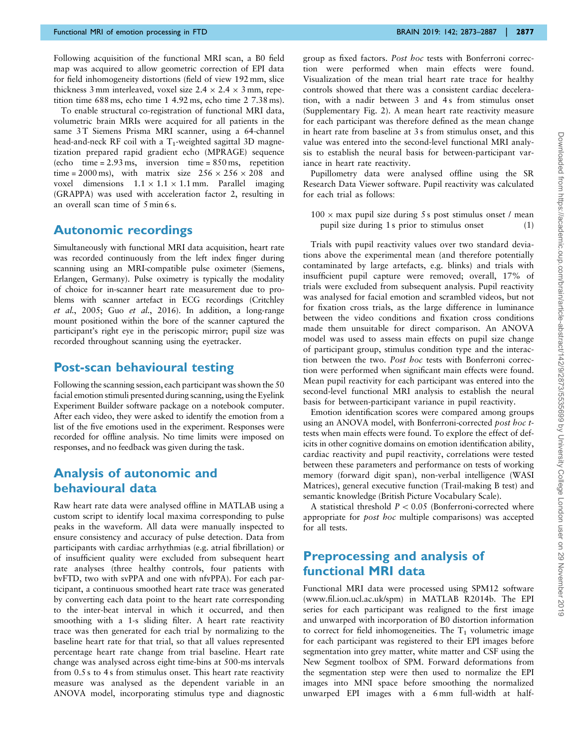Following acquisition of the functional MRI scan, a B0 field map was acquired to allow geometric correction of EPI data for field inhomogeneity distortions (field of view 192 mm, slice thickness 3 mm interleaved, voxel size $2.4 \times 2.4 \times 3$ mm, repetition time 688 ms, echo time 1 4.92 ms, echo time 2 7.38 ms).

To enable structural co-registration of functional MRI data, volumetric brain MRIs were acquired for all patients in the same 3 T Siemens Prisma MRI scanner, using a 64-channel head-and-neck RF coil with a $T_1$-weighted sagittal 3D magnetization prepared rapid gradient echo (MPRAGE) sequence (echo time = 2.93 ms, inversion time = 850 ms, repetition time = 2000 ms), with matrix size $256 \times 256 \times 208$ and voxel dimensions $1.1 \times 1.1 \times 1.1$ mm. Parallel imaging (GRAPPA) was used with acceleration factor 2, resulting in an overall scan time of 5 min 6 s.

## Autonomic recordings

Simultaneously with functional MRI data acquisition, heart rate was recorded continuously from the left index finger during scanning using an MRI-compatible pulse oximeter (Siemens, Erlangen, Germany). Pulse oximetry is typically the modality of choice for in-scanner heart rate measurement due to problems with scanner artefact in ECG recordings (Critchley *et al.*, 2005; Guo *et al.*, 2016). In addition, a long-range mount positioned within the bore of the scanner captured the participant's right eye in the periscopic mirror; pupil size was recorded throughout scanning using the eyetracker.

## Post-scan behavioural testing

Following the scanning session, each participant was shown the 50 facial emotion stimuli presented during scanning, using the Eyelink Experiment Builder software package on a notebook computer. After each video, they were asked to identify the emotion from a list of the five emotions used in the experiment. Responses were recorded for offline analysis. No time limits were imposed on responses, and no feedback was given during the task.

## Analysis of autonomic and behavioural data

Raw heart rate data were analysed offline in MATLAB using a custom script to identify local maxima corresponding to pulse peaks in the waveform. All data were manually inspected to ensure consistency and accuracy of pulse detection. Data from participants with cardiac arrhythmias (e.g. atrial fibrillation) or of insufficient quality were excluded from subsequent heart rate analyses (three healthy controls, four patients with bvFTD, two with svPPA and one with nfvPPA). For each participant, a continuous smoothed heart rate trace was generated by converting each data point to the heart rate corresponding to the inter-beat interval in which it occurred, and then smoothing with a 1-s sliding filter. A heart rate reactivity trace was then generated for each trial by normalizing to the baseline heart rate for that trial, so that all values represented percentage heart rate change from trial baseline. Heart rate change was analysed across eight time-bins at 500-ms intervals from 0.5 s to 4 s from stimulus onset. This heart rate reactivity measure was analysed as the dependent variable in an ANOVA model, incorporating stimulus type and diagnostic group as fixed factors. *Post hoc* tests with Bonferroni correction were performed when main effects were found. Visualization of the mean trial heart rate trace for healthy controls showed that there was a consistent cardiac deceleration, with a nadir between 3 and 4 s from stimulus onset (Supplementary Fig. 2). A mean heart rate reactivity measure for each participant was therefore defined as the mean change in heart rate from baseline at 3 s from stimulus onset, and this value was entered into the second-level functional MRI analysis to establish the neural basis for between-participant variance in heart rate reactivity.

Pupillometry data were analysed offline using the SR Research Data Viewer software. Pupil reactivity was calculated for each trial as follows:

$$100 \times \text{max pupil size during 5 s post stimulus onset} / \text{mean pupil size during 1 s prior to stimulus onset} \quad (1)$$

Trials with pupil reactivity values over two standard deviations above the experimental mean (and therefore potentially contaminated by large artefacts, e.g. blinks) and trials with insufficient pupil capture were removed; overall, 17% of trials were excluded from subsequent analysis. Pupil reactivity was analysed for facial emotion and scrambled videos, but not for fixation cross trials, as the large difference in luminance between the video conditions and fixation cross conditions made them unsuitable for direct comparison. An ANOVA model was used to assess main effects on pupil size change of participant group, stimulus condition type and the interaction between the two. *Post hoc* tests with Bonferroni correction were performed when significant main effects were found. Mean pupil reactivity for each participant was entered into the second-level functional MRI analysis to establish the neural basis for between-participant variance in pupil reactivity.

Emotion identification scores were compared among groups using an ANOVA model, with Bonferroni-corrected *post hoc* *t*-tests when main effects were found. To explore the effect of deficits in other cognitive domains on emotion identification ability, cardiac reactivity and pupil reactivity, correlations were tested between these parameters and performance on tests of working memory (forward digit span), non-verbal intelligence (WASI Matrices), general executive function (Trail-making B test) and semantic knowledge (British Picture Vocabulary Scale).

A statistical threshold $P < 0.05$ (Bonferroni-corrected where appropriate for *post hoc* multiple comparisons) was accepted for all tests.

## Preprocessing and analysis of functional MRI data

Functional MRI data were processed using SPM12 software (www.fil.ion.ucl.ac.uk/spm) in MATLAB R2014b. The EPI series for each participant was realigned to the first image and unwarped with incorporation of B0 distortion information to correct for field inhomogeneities. The $T_1$ volumetric image for each participant was registered to their EPI images before segmentation into grey matter, white matter and CSF using the New Segment toolbox of SPM. Forward deformations from the segmentation step were then used to normalize the EPI images into MNI space before smoothing the normalized unwarped EPI images with a 6 mm full-width at half-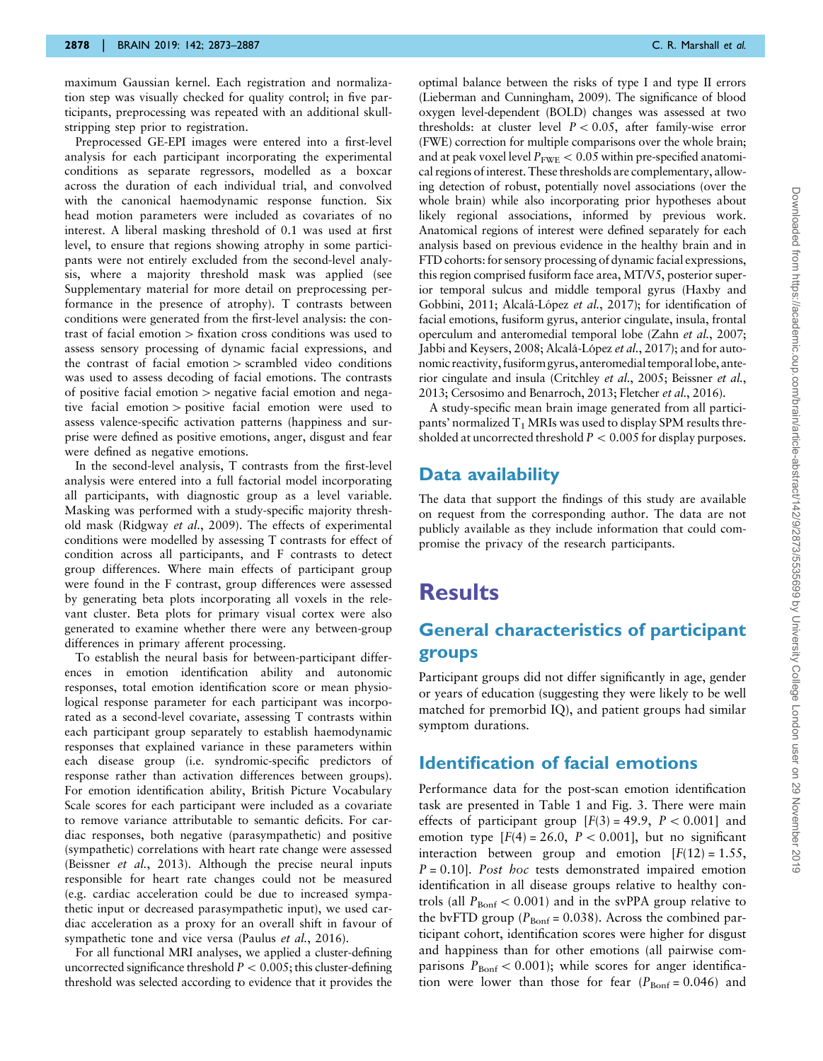maximum Gaussian kernel. Each registration and normalization step was visually checked for quality control; in five participants, preprocessing was repeated with an additional skull-stripping step prior to registration.

Preprocessed GE-EPI images were entered into a first-level analysis for each participant incorporating the experimental conditions as separate regressors, modelled as a boxcar across the duration of each individual trial, and convolved with the canonical haemodynamic response function. Six head motion parameters were included as covariates of no interest. A liberal masking threshold of 0.1 was used at first level, to ensure that regions showing atrophy in some participants were not entirely excluded from the second-level analysis, where a majority threshold mask was applied (see Supplementary material for more detail on preprocessing performance in the presence of atrophy). T contrasts between conditions were generated from the first-level analysis: the contrast of facial emotion > fixation cross conditions was used to assess sensory processing of dynamic facial expressions, and the contrast of facial emotion > scrambled video conditions was used to assess decoding of facial emotions. The contrasts of positive facial emotion > negative facial emotion and negative facial emotion > positive facial emotion were used to assess valence-specific activation patterns (happiness and surprise were defined as positive emotions, anger, disgust and fear were defined as negative emotions.

In the second-level analysis, T contrasts from the first-level analysis were entered into a full factorial model incorporating all participants, with diagnostic group as a level variable. Masking was performed with a study-specific majority threshold mask (Ridgway *et al.*, 2009). The effects of experimental conditions were modelled by assessing T contrasts for effect of condition across all participants, and F contrasts to detect group differences. Where main effects of participant group were found in the F contrast, group differences were assessed by generating beta plots incorporating all voxels in the relevant cluster. Beta plots for primary visual cortex were also generated to examine whether there were any between-group differences in primary afferent processing.

To establish the neural basis for between-participant differences in emotion identification ability and autonomic responses, total emotion identification score or mean physiological response parameter for each participant was incorporated as a second-level covariate, assessing T contrasts within each participant group separately to establish haemodynamic responses that explained variance in these parameters within each disease group (i.e. syndromic-specific predictors of response rather than activation differences between groups). For emotion identification ability, British Picture Vocabulary Scale scores for each participant were included as a covariate to remove variance attributable to semantic deficits. For cardiac responses, both negative (parasympathetic) and positive (sympathetic) correlations with heart rate change were assessed (Beissner *et al.*, 2013). Although the precise neural inputs responsible for heart rate changes could not be measured (e.g. cardiac acceleration could be due to increased sympathetic input or decreased parasympathetic input), we used cardiac acceleration as a proxy for an overall shift in favour of sympathetic tone and vice versa (Paulus *et al.*, 2016).

For all functional MRI analyses, we applied a cluster-defining uncorrected significance threshold $P < 0.005$; this cluster-defining threshold was selected according to evidence that it provides the optimal balance between the risks of type I and type II errors (Lieberman and Cunningham, 2009). The significance of blood oxygen level-dependent (BOLD) changes was assessed at two thresholds: at cluster level $P < 0.05$, after family-wise error (FWE) correction for multiple comparisons over the whole brain; and at peak voxel level $P_{FWE} < 0.05$ within pre-specified anatomical regions of interest. These thresholds are complementary, allowing detection of robust, potentially novel associations (over the whole brain) while also incorporating prior hypotheses about likely regional associations, informed by previous work. Anatomical regions of interest were defined separately for each analysis based on previous evidence in the healthy brain and in FTD cohorts: for sensory processing of dynamic facial expressions, this region comprised fusiform face area, MT/V5, posterior superior temporal sulcus and middle temporal gyrus (Haxby and Gobbini, 2011; Alcalá-López *et al.*, 2017); for identification of facial emotions, fusiform gyrus, anterior cingulate, insula, frontal operculum and anteromedial temporal lobe (Zahn *et al.*, 2007; Jabbi and Keysers, 2008; Alcalá-López *et al.*, 2017); and for autonomic reactivity, fusiform gyrus, anteromedial temporal lobe, anterior cingulate and insula (Critchley *et al.*, 2005; Beissner *et al.*, 2013; Cersosimo and Benarroch, 2013; Fletcher *et al.*, 2016).

A study-specific mean brain image generated from all participants' normalized $T_1$ MRIs was used to display SPM results thresholded at uncorrected threshold $P < 0.005$ for display purposes.

## Data availability

The data that support the findings of this study are available on request from the corresponding author. The data are not publicly available as they include information that could compromise the privacy of the research participants.

# Results

## General characteristics of participant groups

Participant groups did not differ significantly in age, gender or years of education (suggesting they were likely to be well matched for premorbid IQ), and patient groups had similar symptom durations.

## Identification of facial emotions

Performance data for the post-scan emotion identification task are presented in Table 1 and Fig. 3. There were main effects of participant group [$F(3) = 49.9$, $P < 0.001$] and emotion type [$F(4) = 26.0$, $P < 0.001$], but no significant interaction between group and emotion [$F(12) = 1.55$, $P = 0.10$]. *Post hoc* tests demonstrated impaired emotion identification in all disease groups relative to healthy controls (all $P_{Bonf} < 0.001$) and in the svPPA group relative to the bvFTD group ($P_{Bonf} = 0.038$). Across the combined participant cohort, identification scores were higher for disgust and happiness than for other emotions (all pairwise comparisons $P_{Bonf} < 0.001$); while scores for anger identification were lower than those for fear ($P_{Bonf} = 0.046$) and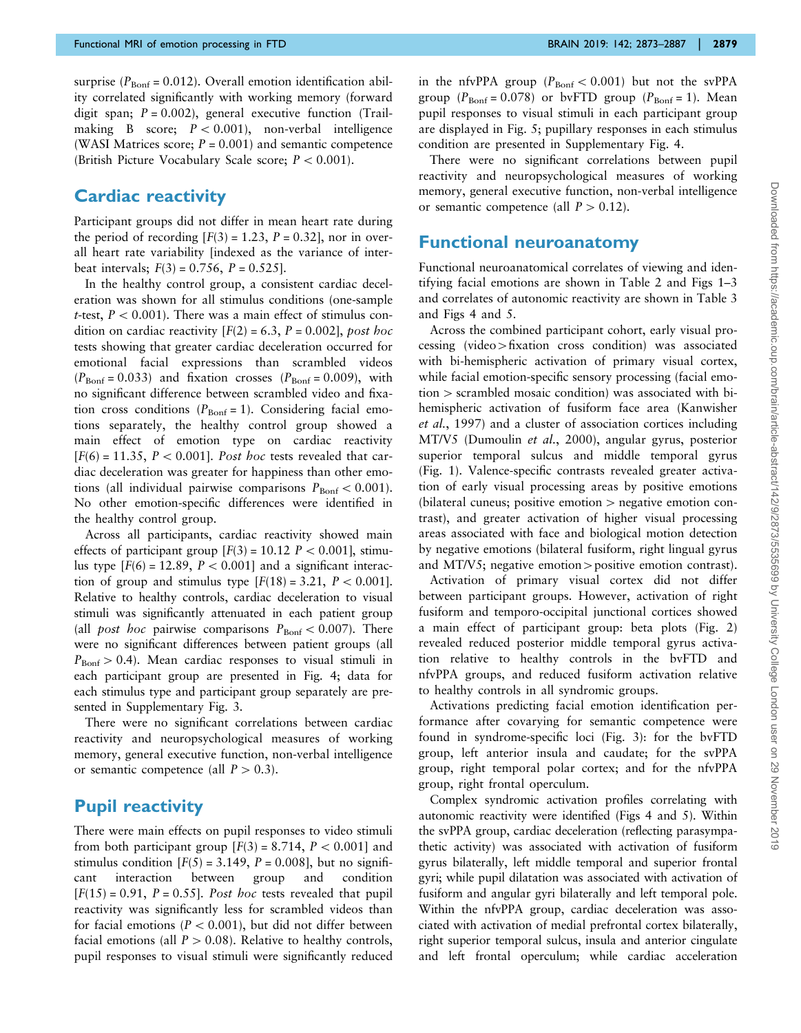surprise ($P_{Bonf}$ = 0.012). Overall emotion identification ability correlated significantly with working memory (forward digit span; $P$ = 0.002), general executive function (Trail-making B score; $P < 0.001$), non-verbal intelligence (WASI Matrices score; $P$ = 0.001) and semantic competence (British Picture Vocabulary Scale score; $P < 0.001$).

## Cardiac reactivity

Participant groups did not differ in mean heart rate during the period of recording [$F(3)$ = 1.23, $P$ = 0.32], nor in overall heart rate variability [indexed as the variance of interbeat intervals; $F(3)$ = 0.756, $P$ = 0.525].

In the healthy control group, a consistent cardiac deceleration was shown for all stimulus conditions (one-sample $t$-test, $P < 0.001$). There was a main effect of stimulus condition on cardiac reactivity [$F(2)$ = 6.3, $P$ = 0.002], *post hoc* tests showing that greater cardiac deceleration occurred for emotional facial expressions than scrambled videos ($P_{Bonf}$ = 0.033) and fixation crosses ($P_{Bonf}$ = 0.009), with no significant difference between scrambled video and fixation cross conditions ($P_{Bonf}$ = 1). Considering facial emotions separately, the healthy control group showed a main effect of emotion type on cardiac reactivity [$F(6)$ = 11.35, $P < 0.001$]. *Post hoc* tests revealed that cardiac deceleration was greater for happiness than other emotions (all individual pairwise comparisons $P_{Bonf} < 0.001$). No other emotion-specific differences were identified in the healthy control group.

Across all participants, cardiac reactivity showed main effects of participant group [$F(3)$ = 10.12 $P < 0.001$], stimulus type [$F(6)$ = 12.89, $P < 0.001$] and a significant interaction of group and stimulus type [$F(18)$ = 3.21, $P < 0.001$]. Relative to healthy controls, cardiac deceleration to visual stimuli was significantly attenuated in each patient group (all *post hoc* pairwise comparisons $P_{Bonf} < 0.007$). There were no significant differences between patient groups (all $P_{Bonf} > 0.4$). Mean cardiac responses to visual stimuli in each participant group are presented in Fig. 4; data for each stimulus type and participant group separately are presented in Supplementary Fig. 3.

There were no significant correlations between cardiac reactivity and neuropsychological measures of working memory, general executive function, non-verbal intelligence or semantic competence (all $P > 0.3$).

## Pupil reactivity

There were main effects on pupil responses to video stimuli from both participant group [$F(3)$ = 8.714, $P < 0.001$] and stimulus condition [$F(5)$ = 3.149, $P$ = 0.008], but no significant interaction between group and condition [$F(15)$ = 0.91, $P$ = 0.55]. *Post hoc* tests revealed that pupil reactivity was significantly less for scrambled videos than for facial emotions ($P < 0.001$), but did not differ between facial emotions (all $P > 0.08$). Relative to healthy controls, pupil responses to visual stimuli were significantly reduced in the nfvPPA group ($P_{Bonf} < 0.001$) but not the svPPA group ($P_{Bonf}$ = 0.078) or bvFTD group ($P_{Bonf}$ = 1). Mean pupil responses to visual stimuli in each participant group are displayed in Fig. 5; pupillary responses in each stimulus condition are presented in Supplementary Fig. 4.

There were no significant correlations between pupil reactivity and neuropsychological measures of working memory, general executive function, non-verbal intelligence or semantic competence (all $P > 0.12$).

## Functional neuroanatomy

Functional neuroanatomical correlates of viewing and identifying facial emotions are shown in Table 2 and Figs 1–3 and correlates of autonomic reactivity are shown in Table 3 and Figs 4 and 5.

Across the combined participant cohort, early visual processing (video > fixation cross condition) was associated with bi-hemispheric activation of primary visual cortex, while facial emotion-specific sensory processing (facial emotion > scrambled mosaic condition) was associated with bi-hemispheric activation of fusiform face area (Kanwisher *et al.*, 1997) and a cluster of association cortices including MT/V5 (Dumoulin *et al.*, 2000), angular gyrus, posterior superior temporal sulcus and middle temporal gyrus (Fig. 1). Valence-specific contrasts revealed greater activation of early visual processing areas by positive emotions (bilateral cuneus; positive emotion > negative emotion contrast), and greater activation of higher visual processing areas associated with face and biological motion detection by negative emotions (bilateral fusiform, right lingual gyrus and MT/V5; negative emotion > positive emotion contrast).

Activation of primary visual cortex did not differ between participant groups. However, activation of right fusiform and temporo-occipital junctional cortices showed a main effect of participant group: beta plots (Fig. 2) revealed reduced posterior middle temporal gyrus activation relative to healthy controls in the bvFTD and nfvPPA groups, and reduced fusiform activation relative to healthy controls in all syndromic groups.

Activations predicting facial emotion identification performance after covarying for semantic competence were found in syndrome-specific loci (Fig. 3): for the bvFTD group, left anterior insula and caudate; for the svPPA group, right temporal polar cortex; and for the nfvPPA group, right frontal operculum.

Complex syndromic activation profiles correlating with autonomic reactivity were identified (Figs 4 and 5). Within the svPPA group, cardiac deceleration (reflecting parasympathetic activity) was associated with activation of fusiform gyrus bilaterally, left middle temporal and superior frontal gyri; while pupil dilatation was associated with activation of fusiform and angular gyri bilaterally and left temporal pole. Within the nfvPPA group, cardiac deceleration was associated with activation of medial prefrontal cortex bilaterally, right superior temporal sulcus, insula and anterior cingulate and left frontal operculum; while cardiac acceleration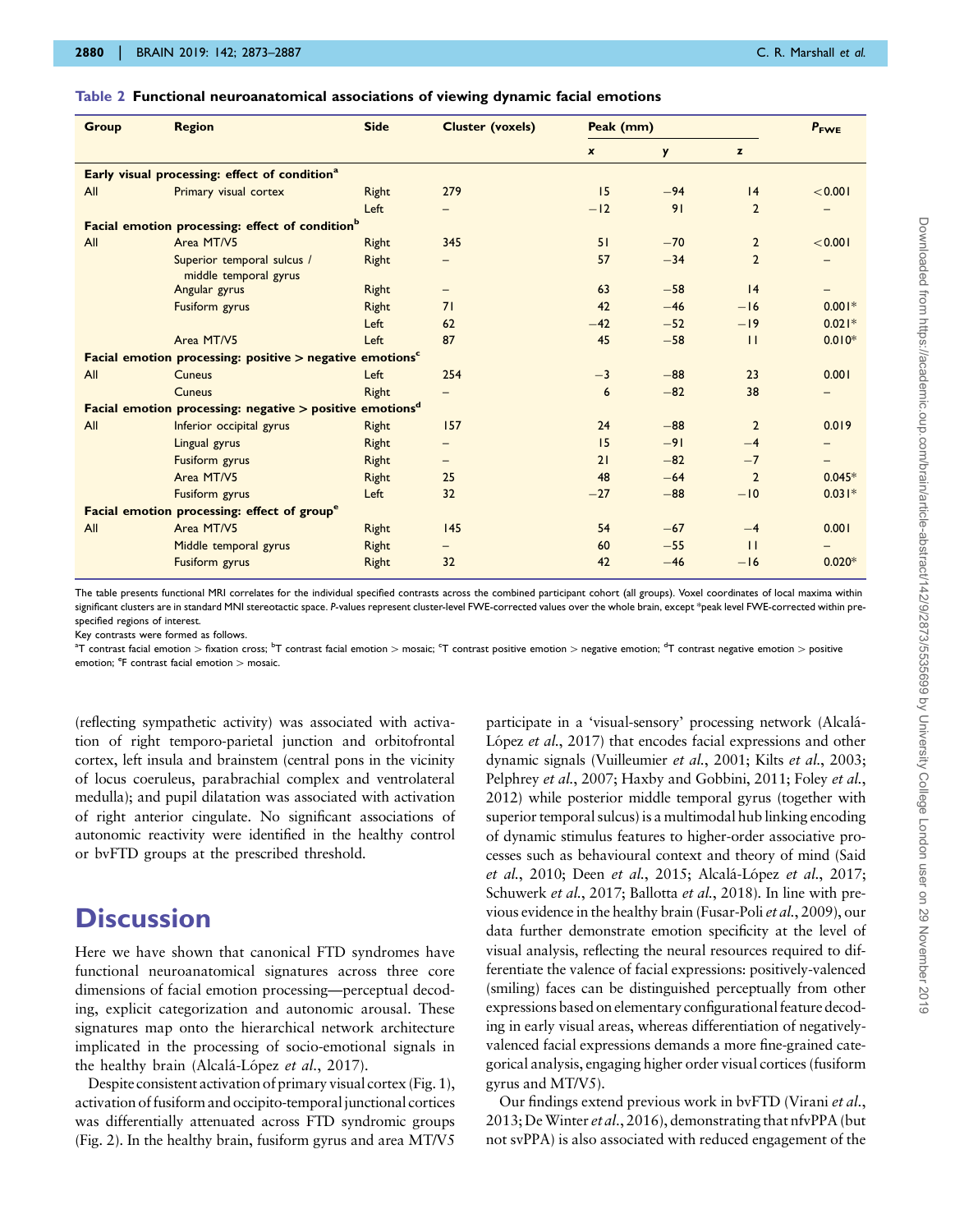**Table 2 Functional neuroanatomical associations of viewing dynamic facial emotions**

| Group | Region | Side | Cluster (voxels) | Peak (mm) | | | $P_{FWE}$ |
|---|---|---|---|---|---|---|---|
| | | | | x | y | z | |
| **Early visual processing: effect of condition[a]** | | | | | | | |
| All | Primary visual cortex | Right | 279 | 15 | −94 | 14 | <0.001 |
| | | Left | – | −12 | 91 | 2 | – |
| **Facial emotion processing: effect of condition[b]** | | | | | | | |
| All | Area MT/V5 | Right | 345 | 51 | −70 | 2 | <0.001 |
| | Superior temporal sulcus / middle temporal gyrus | Right | – | 57 | −34 | 2 | – |
| | Angular gyrus | Right | – | 63 | −58 | 14 | – |
| | Fusiform gyrus | Right | 71 | 42 | −46 | −16 | 0.001* |
| | | Left | 62 | −42 | −52 | −19 | 0.021* |
| | Area MT/V5 | Left | 87 | 45 | −58 | 11 | 0.010* |
| **Facial emotion processing: positive > negative emotions[c]** | | | | | | | |
| All | Cuneus | Left | 254 | −3 | −88 | 23 | 0.001 |
| | Cuneus | Right | – | 6 | −82 | 38 | – |
| **Facial emotion processing: negative > positive emotions[d]** | | | | | | | |
| All | Inferior occipital gyrus | Right | 157 | 24 | −88 | 2 | 0.019 |
| | Lingual gyrus | Right | – | 15 | −91 | −4 | – |
| | Fusiform gyrus | Right | – | 21 | −82 | −7 | – |
| | Area MT/V5 | Right | 25 | 48 | −64 | 2 | 0.045* |
| | Fusiform gyrus | Left | 32 | −27 | −88 | −10 | 0.031* |
| **Facial emotion processing: effect of group[e]** | | | | | | | |
| All | Area MT/V5 | Right | 145 | 54 | −67 | −4 | 0.001 |
| | Middle temporal gyrus | Right | – | 60 | −55 | 11 | – |
| | Fusiform gyrus | Right | 32 | 42 | −46 | −16 | 0.020* |

The table presents functional MRI correlates for the individual specified contrasts across the combined participant cohort (all groups). Voxel coordinates of local maxima within significant clusters are in standard MNI stereotactic space. *P*-values represent cluster-level FWE-corrected values over the whole brain, except *peak level FWE-corrected within pre-specified regions of interest.

Key contrasts were formed as follows.

[a]T contrast facial emotion > fixation cross; [b]T contrast facial emotion > mosaic; [c]T contrast positive emotion > negative emotion; [d]T contrast negative emotion > positive emotion; [e]F contrast facial emotion > mosaic.

(reflecting sympathetic activity) was associated with activation of right temporo-parietal junction and orbitofrontal cortex, left insula and brainstem (central pons in the vicinity of locus coeruleus, parabrachial complex and ventrolateral medulla); and pupil dilatation was associated with activation of right anterior cingulate. No significant associations of autonomic reactivity were identified in the healthy control or bvFTD groups at the prescribed threshold.

# Discussion

Here we have shown that canonical FTD syndromes have functional neuroanatomical signatures across three core dimensions of facial emotion processing—perceptual decoding, explicit categorization and autonomic arousal. These signatures map onto the hierarchical network architecture implicated in the processing of socio-emotional signals in the healthy brain (Alcalá-López *et al.*, 2017).

Despite consistent activation of primary visual cortex (Fig. 1), activation of fusiform and occipito-temporal junctional cortices was differentially attenuated across FTD syndromic groups (Fig. 2). In the healthy brain, fusiform gyrus and area MT/V5 participate in a 'visual-sensory' processing network (Alcalá-López *et al.*, 2017) that encodes facial expressions and other dynamic signals (Vuilleumier *et al.*, 2001; Kilts *et al.*, 2003; Pelphrey *et al.*, 2007; Haxby and Gobbini, 2011; Foley *et al.*, 2012) while posterior middle temporal gyrus (together with superior temporal sulcus) is a multimodal hub linking encoding of dynamic stimulus features to higher-order associative processes such as behavioural context and theory of mind (Said *et al.*, 2010; Deen *et al.*, 2015; Alcalá-López *et al.*, 2017; Schuwerk *et al.*, 2017; Ballotta *et al.*, 2018). In line with previous evidence in the healthy brain (Fusar-Poli *et al.*, 2009), our data further demonstrate emotion specificity at the level of visual analysis, reflecting the neural resources required to differentiate the valence of facial expressions: positively-valenced (smiling) faces can be distinguished perceptually from other expressions based on elementary configurational feature decoding in early visual areas, whereas differentiation of negatively-valenced facial expressions demands a more fine-grained categorical analysis, engaging higher order visual cortices (fusiform gyrus and MT/V5).

Our findings extend previous work in bvFTD (Virani *et al.*, 2013; De Winter *et al.*, 2016), demonstrating that nfvPPA (but not svPPA) is also associated with reduced engagement of the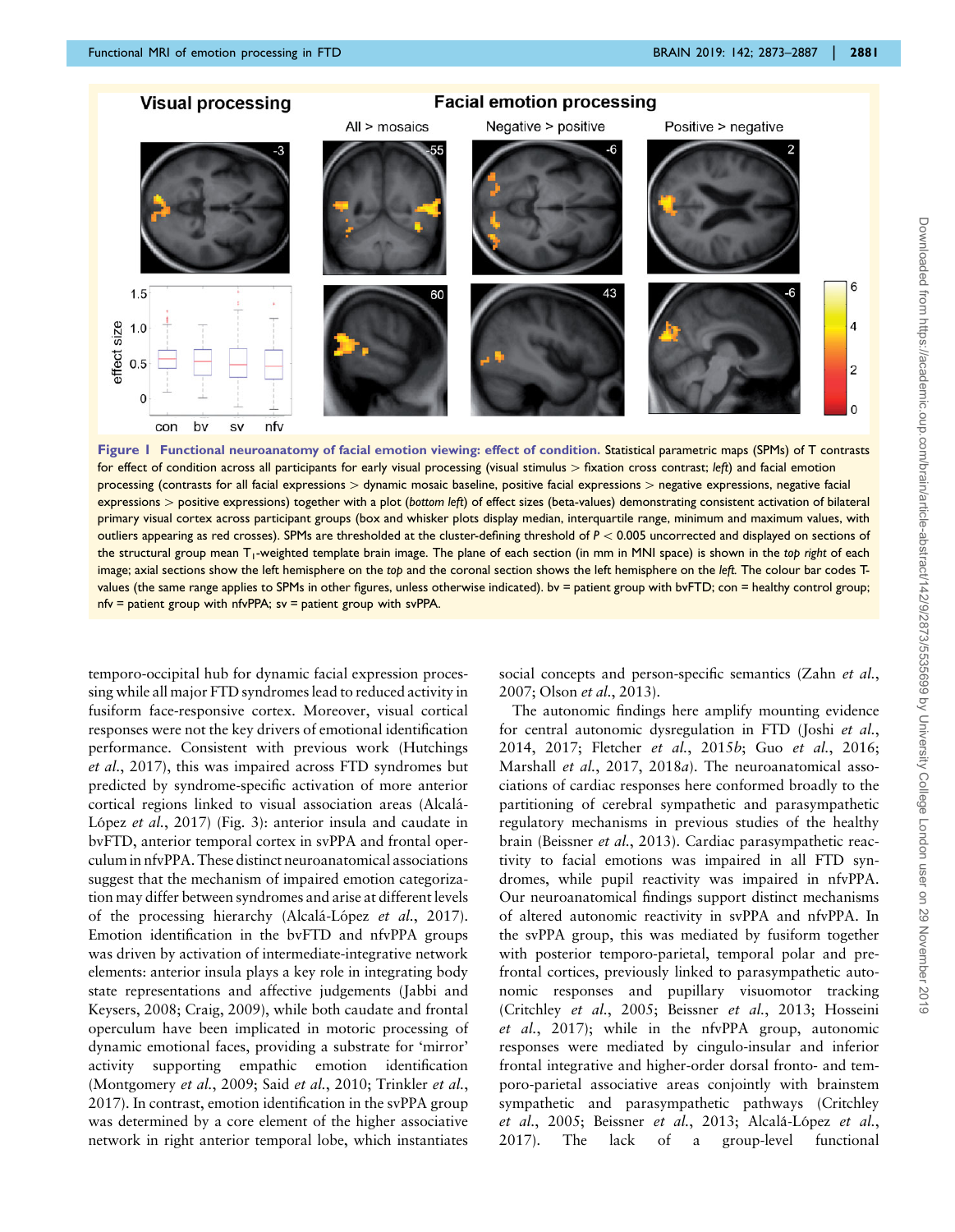**Figure 1 Functional neuroanatomy of facial emotion viewing: effect of condition.** Statistical parametric maps (SPMs) of T contrasts for effect of condition across all participants for early visual processing (visual stimulus > fixation cross contrast; *left*) and facial emotion processing (contrasts for all facial expressions > dynamic mosaic baseline, positive facial expressions > negative expressions, negative facial expressions > positive expressions) together with a plot (*bottom left*) of effect sizes (beta-values) demonstrating consistent activation of bilateral primary visual cortex across participant groups (box and whisker plots display median, interquartile range, minimum and maximum values, with outliers appearing as red crosses). SPMs are thresholded at the cluster-defining threshold of $P < 0.005$ uncorrected and displayed on sections of the structural group mean $T_1$-weighted template brain image. The plane of each section (in mm in MNI space) is shown in the *top right* of each image; axial sections show the left hemisphere on the *top* and the coronal section shows the left hemisphere on the *left*. The colour bar codes T-values (the same range applies to SPMs in other figures, unless otherwise indicated). bv = patient group with bvFTD; con = healthy control group; nfv = patient group with nfvPPA; sv = patient group with svPPA.

temporo-occipital hub for dynamic facial expression processing while all major FTD syndromes lead to reduced activity in fusiform face-responsive cortex. Moreover, visual cortical responses were not the key drivers of emotional identification performance. Consistent with previous work (Hutchings *et al.*, 2017), this was impaired across FTD syndromes but predicted by syndrome-specific activation of more anterior cortical regions linked to visual association areas (Alcalá-López *et al.*, 2017) (Fig. 3): anterior insula and caudate in bvFTD, anterior temporal cortex in svPPA and frontal operculum in nfvPPA. These distinct neuroanatomical associations suggest that the mechanism of impaired emotion categorization may differ between syndromes and arise at different levels of the processing hierarchy (Alcalá-López *et al.*, 2017). Emotion identification in the bvFTD and nfvPPA groups was driven by activation of intermediate-integrative network elements: anterior insula plays a key role in integrating body state representations and affective judgements (Jabbi and Keysers, 2008; Craig, 2009), while both caudate and frontal operculum have been implicated in motoric processing of dynamic emotional faces, providing a substrate for 'mirror' activity supporting empathic emotion identification (Montgomery *et al.*, 2009; Said *et al.*, 2010; Trinkler *et al.*, 2017). In contrast, emotion identification in the svPPA group was determined by a core element of the higher associative network in right anterior temporal lobe, which instantiates social concepts and person-specific semantics (Zahn *et al.*, 2007; Olson *et al.*, 2013).

The autonomic findings here amplify mounting evidence for central autonomic dysregulation in FTD (Joshi *et al.*, 2014, 2017; Fletcher *et al.*, 2015*b*; Guo *et al.*, 2016; Marshall *et al.*, 2017, 2018*a*). The neuroanatomical associations of cardiac responses here conformed broadly to the partitioning of cerebral sympathetic and parasympathetic regulatory mechanisms in previous studies of the healthy brain (Beissner *et al.*, 2013). Cardiac parasympathetic reactivity to facial emotions was impaired in all FTD syndromes, while pupil reactivity was impaired in nfvPPA. Our neuroanatomical findings support distinct mechanisms of altered autonomic reactivity in svPPA and nfvPPA. In the svPPA group, this was mediated by fusiform together with posterior temporo-parietal, temporal polar and prefrontal cortices, previously linked to parasympathetic autonomic responses and pupillary visuomotor tracking (Critchley *et al.*, 2005; Beissner *et al.*, 2013; Hosseini *et al.*, 2017); while in the nfvPPA group, autonomic responses were mediated by cingulo-insular and inferior frontal integrative and higher-order dorsal fronto- and temporo-parietal associative areas conjointly with brainstem sympathetic and parasympathetic pathways (Critchley *et al.*, 2005; Beissner *et al.*, 2013; Alcalá-López *et al.*, 2017). The lack of a group-level functional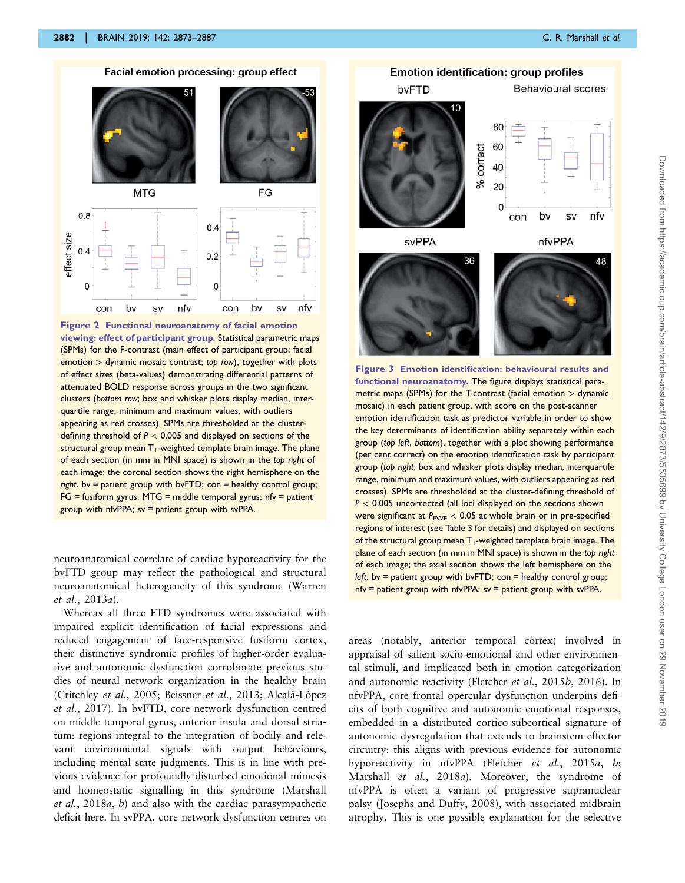**Figure 2 Functional neuroanatomy of facial emotion viewing: effect of participant group.** Statistical parametric maps (SPMs) for the F-contrast (main effect of participant group; facial emotion > dynamic mosaic contrast; *top row*), together with plots of effect sizes (beta-values) demonstrating differential patterns of attenuated BOLD response across groups in the two significant clusters (*bottom row*; box and whisker plots display median, interquartile range, minimum and maximum values, with outliers appearing as red crosses). SPMs are thresholded at the cluster-defining threshold of $P < 0.005$ and displayed on sections of the structural group mean $T_1$-weighted template brain image. The plane of each section (in mm in MNI space) is shown in the *top right* of each image; the coronal section shows the right hemisphere on the *right*. bv = patient group with bvFTD; con = healthy control group; FG = fusiform gyrus; MTG = middle temporal gyrus; nfv = patient group with nfvPPA; sv = patient group with svPPA.

**Figure 3 Emotion identification: behavioural results and functional neuroanatomy.** The figure displays statistical parametric maps (SPMs) for the T-contrast (facial emotion > dynamic mosaic) in each patient group, with score on the post-scanner emotion identification task as predictor variable in order to show the key determinants of identification ability separately within each group (*top left*, *bottom*), together with a plot showing performance (per cent correct) on the emotion identification task by participant group (*top right*; box and whisker plots display median, interquartile range, minimum and maximum values, with outliers appearing as red crosses). SPMs are thresholded at the cluster-defining threshold of $P < 0.005$ uncorrected (all loci displayed on the sections shown were significant at $P_{FWE} < 0.05$ at whole brain or in pre-specified regions of interest (see Table 3 for details) and displayed on sections of the structural group mean $T_1$-weighted template brain image. The plane of each section (in mm in MNI space) is shown in the *top right* of each image; the axial section shows the left hemisphere on the *left*. bv = patient group with bvFTD; con = healthy control group; nfv = patient group with nfvPPA; sv = patient group with svPPA.

neuroanatomical correlate of cardiac hyporeactivity for the bvFTD group may reflect the pathological and structural neuroanatomical heterogeneity of this syndrome (Warren *et al.*, 2013*a*).

Whereas all three FTD syndromes were associated with impaired explicit identification of facial expressions and reduced engagement of face-responsive fusiform cortex, their distinctive syndromic profiles of higher-order evaluative and autonomic dysfunction corroborate previous studies of neural network organization in the healthy brain (Critchley *et al.*, 2005; Beissner *et al.*, 2013; Alcalá-López *et al.*, 2017). In bvFTD, core network dysfunction centred on middle temporal gyrus, anterior insula and dorsal striatum: regions integral to the integration of bodily and relevant environmental signals with output behaviours, including mental state judgments. This is in line with previous evidence for profoundly disturbed emotional mimesis and homeostatic signalling in this syndrome (Marshall *et al.*, 2018*a*, *b*) and also with the cardiac parasympathetic deficit here. In svPPA, core network dysfunction centres on areas (notably, anterior temporal cortex) involved in appraisal of salient socio-emotional and other environmental stimuli, and implicated both in emotion categorization and autonomic reactivity (Fletcher *et al.*, 2015*b*, 2016). In nfvPPA, core frontal opercular dysfunction underpins deficits of both cognitive and autonomic emotional responses, embedded in a distributed cortico-subcortical signature of autonomic dysregulation that extends to brainstem effector circuitry: this aligns with previous evidence for autonomic hyporeactivity in nfvPPA (Fletcher *et al.*, 2015*a*, *b*; Marshall *et al.*, 2018*a*). Moreover, the syndrome of nfvPPA is often a variant of progressive supranuclear palsy (Josephs and Duffy, 2008), with associated midbrain atrophy. This is one possible explanation for the selective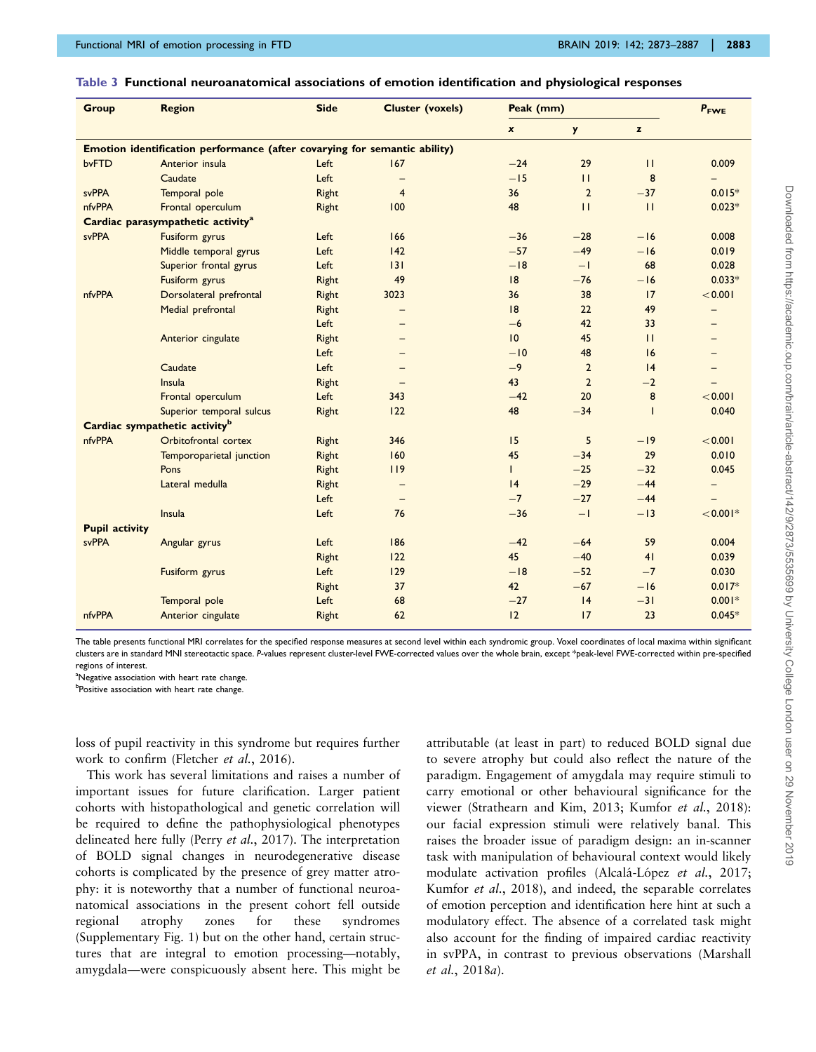**Table 3 Functional neuroanatomical associations of emotion identification and physiological responses**

| Group | Region | Side | Cluster (voxels) | Peak (mm) | | | $P_{FWE}$ |
|---|---|---|---|---|---|---|---|
| | | | | x | y | z | |
| **Emotion identification performance (after covarying for semantic ability)** | | | | | | | |
| bvFTD | Anterior insula | Left | 167 | −24 | 29 | 11 | 0.009 |
| | Caudate | Left | – | −15 | 11 | 8 | – |
| svPPA | Temporal pole | Right | 4 | 36 | 2 | −37 | 0.015* |
| nfvPPA | Frontal operculum | Right | 100 | 48 | 11 | 11 | 0.023* |
| **Cardiac parasympathetic activity[a]** | | | | | | | |
| svPPA | Fusiform gyrus | Left | 166 | −36 | −28 | −16 | 0.008 |
| | Middle temporal gyrus | Left | 142 | −57 | −49 | −16 | 0.019 |
| | Superior frontal gyrus | Left | 131 | −18 | −1 | 68 | 0.028 |
| | Fusiform gyrus | Right | 49 | 18 | −76 | −16 | 0.033* |
| nfvPPA | Dorsolateral prefrontal | Right | 3023 | 36 | 38 | 17 | <0.001 |
| | Medial prefrontal | Right | – | 18 | 22 | 49 | – |
| | | Left | – | −6 | 42 | 33 | – |
| | Anterior cingulate | Right | – | 10 | 45 | 11 | – |
| | | Left | – | −10 | 48 | 16 | – |
| | Caudate | Left | – | −9 | 2 | 14 | – |
| | Insula | Right | – | 43 | 2 | −2 | – |
| | Frontal operculum | Left | 343 | −42 | 20 | 8 | <0.001 |
| | Superior temporal sulcus | Right | 122 | 48 | −34 | 1 | 0.040 |
| **Cardiac sympathetic activity[b]** | | | | | | | |
| nfvPPA | Orbitofrontal cortex | Right | 346 | 15 | 5 | −19 | <0.001 |
| | Temporoparietal junction | Right | 160 | 45 | −34 | 29 | 0.010 |
| | Pons | Right | 119 | 1 | −25 | −32 | 0.045 |
| | Lateral medulla | Right | – | 14 | −29 | −44 | – |
| | | Left | – | −7 | −27 | −44 | – |
| | Insula | Left | 76 | −36 | −1 | −13 | <0.001* |
| **Pupil activity** | | | | | | | |
| svPPA | Angular gyrus | Left | 186 | −42 | −64 | 59 | 0.004 |
| | | Right | 122 | 45 | −40 | 41 | 0.039 |
| | Fusiform gyrus | Left | 129 | −18 | −52 | −7 | 0.030 |
| | | Right | 37 | 42 | −67 | −16 | 0.017* |
| | Temporal pole | Left | 68 | −27 | 14 | −31 | 0.001* |
| nfvPPA | Anterior cingulate | Right | 62 | 12 | 17 | 23 | 0.045* |

The table presents functional MRI correlates for the specified response measures at second level within each syndromic group. Voxel coordinates of local maxima within significant clusters are in standard MNI stereotactic space. *P*-values represent cluster-level FWE-corrected values over the whole brain, except *peak-level FWE-corrected within pre-specified regions of interest.

[a]Negative association with heart rate change.

[b]Positive association with heart rate change.

loss of pupil reactivity in this syndrome but requires further work to confirm (Fletcher *et al.*, 2016).

This work has several limitations and raises a number of important issues for future clarification. Larger patient cohorts with histopathological and genetic correlation will be required to define the pathophysiological phenotypes delineated here fully (Perry *et al.*, 2017). The interpretation of BOLD signal changes in neurodegenerative disease cohorts is complicated by the presence of grey matter atrophy: it is noteworthy that a number of functional neuroanatomical associations in the present cohort fell outside regional atrophy zones for these syndromes (Supplementary Fig. 1) but on the other hand, certain structures that are integral to emotion processing—notably, amygdala—were conspicuously absent here. This might be attributable (at least in part) to reduced BOLD signal due to severe atrophy but could also reflect the nature of the paradigm. Engagement of amygdala may require stimuli to carry emotional or other behavioural significance for the viewer (Strathearn and Kim, 2013; Kumfor *et al.*, 2018): our facial expression stimuli were relatively banal. This raises the broader issue of paradigm design: an in-scanner task with manipulation of behavioural context would likely modulate activation profiles (Alcalá-López *et al.*, 2017; Kumfor *et al.*, 2018), and indeed, the separable correlates of emotion perception and identification here hint at such a modulatory effect. The absence of a correlated task might also account for the finding of impaired cardiac reactivity in svPPA, in contrast to previous observations (Marshall *et al.*, 2018*a*).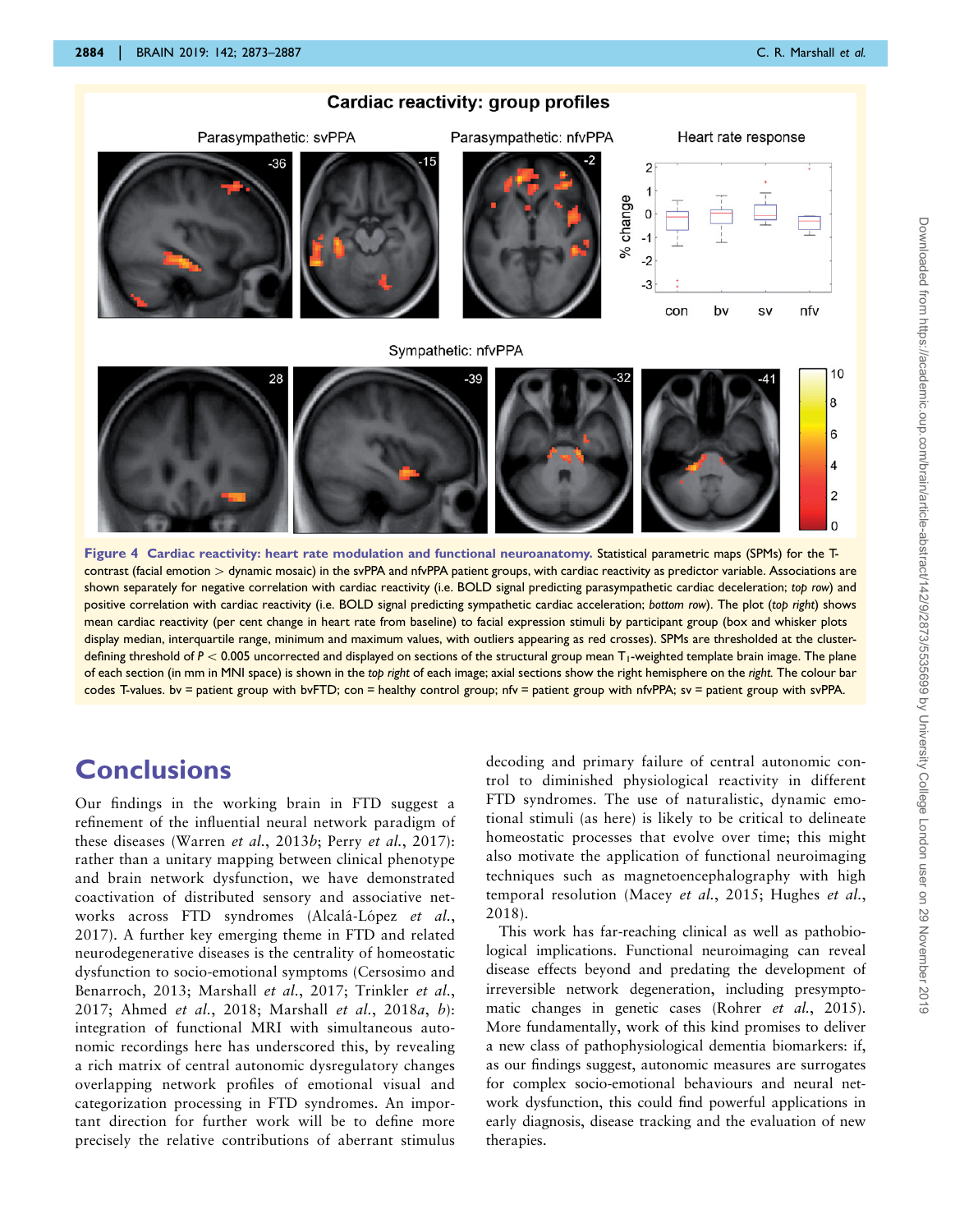Figure 4 Cardiac reactivity: heart rate modulation and functional neuroanatomy. Statistical parametric maps (SPMs) for the T-contrast (facial emotion > dynamic mosaic) in the svPPA and nfvPPA patient groups, with cardiac reactivity as predictor variable. Associations are shown separately for negative correlation with cardiac reactivity (i.e. BOLD signal predicting parasympathetic cardiac deceleration; *top row*) and positive correlation with cardiac reactivity (i.e. BOLD signal predicting sympathetic cardiac acceleration; *bottom row*). The plot (*top right*) shows mean cardiac reactivity (per cent change in heart rate from baseline) to facial expression stimuli by participant group (box and whisker plots display median, interquartile range, minimum and maximum values, with outliers appearing as red crosses). SPMs are thresholded at the cluster-defining threshold of $P < 0.005$ uncorrected and displayed on sections of the structural group mean $T_1$-weighted template brain image. The plane of each section (in mm in MNI space) is shown in the *top right* of each image; axial sections show the right hemisphere on the *right*. The colour bar codes T-values. bv = patient group with bvFTD; con = healthy control group; nfv = patient group with nfvPPA; sv = patient group with svPPA.

# Conclusions

Our findings in the working brain in FTD suggest a refinement of the influential neural network paradigm of these diseases (Warren *et al.*, 2013*b*; Perry *et al.*, 2017): rather than a unitary mapping between clinical phenotype and brain network dysfunction, we have demonstrated coactivation of distributed sensory and associative networks across FTD syndromes (Alcalá-López *et al.*, 2017). A further key emerging theme in FTD and related neurodegenerative diseases is the centrality of homeostatic dysfunction to socio-emotional symptoms (Cersosimo and Benarroch, 2013; Marshall *et al.*, 2017; Trinkler *et al.*, 2017; Ahmed *et al.*, 2018; Marshall *et al.*, 2018*a*, *b*): integration of functional MRI with simultaneous autonomic recordings here has underscored this, by revealing a rich matrix of central autonomic dysregulatory changes overlapping network profiles of emotional visual and categorization processing in FTD syndromes. An important direction for further work will be to define more precisely the relative contributions of aberrant stimulus decoding and primary failure of central autonomic control to diminished physiological reactivity in different FTD syndromes. The use of naturalistic, dynamic emotional stimuli (as here) is likely to be critical to delineate homeostatic processes that evolve over time; this might also motivate the application of functional neuroimaging techniques such as magnetoencephalography with high temporal resolution (Macey *et al.*, 2015; Hughes *et al.*, 2018).

This work has far-reaching clinical as well as pathobiological implications. Functional neuroimaging can reveal disease effects beyond and predating the development of irreversible network degeneration, including presymptomatic changes in genetic cases (Rohrer *et al.*, 2015). More fundamentally, work of this kind promises to deliver a new class of pathophysiological dementia biomarkers: if, as our findings suggest, autonomic measures are surrogates for complex socio-emotional behaviours and neural network dysfunction, this could find powerful applications in early diagnosis, disease tracking and the evaluation of new therapies.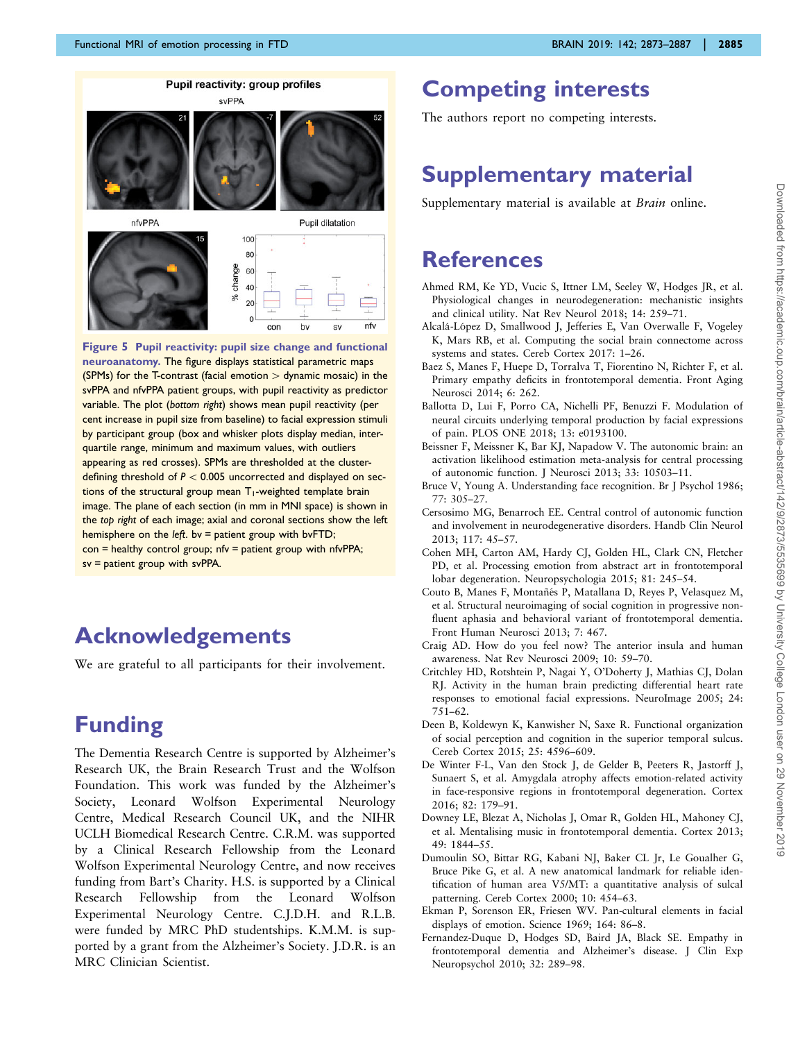Pupil reactivity: group profiles

svPPA

21

-7

52

nfvPPA

15

Pupil dilatation

100

80

60

40

20

0

% change

con

bv

sv

nfv

**Figure 5 Pupil reactivity: pupil size change and functional neuroanatomy.** The figure displays statistical parametric maps (SPMs) for the T-contrast (facial emotion > dynamic mosaic) in the svPPA and nfvPPA patient groups, with pupil reactivity as predictor variable. The plot (*bottom right*) shows mean pupil reactivity (per cent increase in pupil size from baseline) to facial expression stimuli by participant group (box and whisker plots display median, inter-quartile range, minimum and maximum values, with outliers appearing as red crosses). SPMs are thresholded at the cluster-defining threshold of $P < 0.005$ uncorrected and displayed on sections of the structural group mean $T_1$-weighted template brain image. The plane of each section (in mm in MNI space) is shown in the *top right* of each image; axial and coronal sections show the left hemisphere on the *left*. bv = patient group with bvFTD; con = healthy control group; nfv = patient group with nfvPPA; sv = patient group with svPPA.

# Acknowledgements

We are grateful to all participants for their involvement.

# Funding

The Dementia Research Centre is supported by Alzheimer's Research UK, the Brain Research Trust and the Wolfson Foundation. This work was funded by the Alzheimer's Society, Leonard Wolfson Experimental Neurology Centre, Medical Research Council UK, and the NIHR UCLH Biomedical Research Centre. C.R.M. was supported by a Clinical Research Fellowship from the Leonard Wolfson Experimental Neurology Centre, and now receives funding from Bart's Charity. H.S. is supported by a Clinical Research Fellowship from the Leonard Wolfson Experimental Neurology Centre. C.J.D.H. and R.L.B. were funded by MRC PhD studentships. K.M.M. is supported by a grant from the Alzheimer's Society. J.D.R. is an MRC Clinician Scientist.

# Competing interests

The authors report no competing interests.

# Supplementary material

Supplementary material is available at *Brain* online.

# References

Ahmed RM, Ke YD, Vucic S, Ittner LM, Seeley W, Hodges JR, et al. Physiological changes in neurodegeneration: mechanistic insights and clinical utility. Nat Rev Neurol 2018; 14: 259–71.

Alcalá-López D, Smallwood J, Jefferies E, Van Overwalle F, Vogeley K, Mars RB, et al. Computing the social brain connectome across systems and states. Cereb Cortex 2017: 1–26.

Baez S, Manes F, Huepe D, Torralva T, Fiorentino N, Richter F, et al. Primary empathy deficits in frontotemporal dementia. Front Aging Neurosci 2014; 6: 262.

Ballotta D, Lui F, Porro CA, Nichelli PF, Benuzzi F. Modulation of neural circuits underlying temporal production by facial expressions of pain. PLOS ONE 2018; 13: e0193100.

Beissner F, Meissner K, Bar KJ, Napadow V. The autonomic brain: an activation likelihood estimation meta-analysis for central processing of autonomic function. J Neurosci 2013; 33: 10503–11.

Bruce V, Young A. Understanding face recognition. Br J Psychol 1986; 77: 305–27.

Cersosimo MG, Benarroch EE. Central control of autonomic function and involvement in neurodegenerative disorders. Handb Clin Neurol 2013; 117: 45–57.

Cohen MH, Carton AM, Hardy CJ, Golden HL, Clark CN, Fletcher PD, et al. Processing emotion from abstract art in frontotemporal lobar degeneration. Neuropsychologia 2015; 81: 245–54.

Couto B, Manes F, Montañés P, Matallana D, Reyes P, Velasquez M, et al. Structural neuroimaging of social cognition in progressive non-fluent aphasia and behavioral variant of frontotemporal dementia. Front Human Neurosci 2013; 7: 467.

Craig AD. How do you feel now? The anterior insula and human awareness. Nat Rev Neurosci 2009; 10: 59–70.

Critchley HD, Rotshtein P, Nagai Y, O'Doherty J, Mathias CJ, Dolan RJ. Activity in the human brain predicting differential heart rate responses to emotional facial expressions. NeuroImage 2005; 24: 751–62.

Deen B, Koldewyn K, Kanwisher N, Saxe R. Functional organization of social perception and cognition in the superior temporal sulcus. Cereb Cortex 2015; 25: 4596–609.

De Winter F-L, Van den Stock J, de Gelder B, Peeters R, Jastorff J, Sunaert S, et al. Amygdala atrophy affects emotion-related activity in face-responsive regions in frontotemporal degeneration. Cortex 2016; 82: 179–91.

Downey LE, Blezat A, Nicholas J, Omar R, Golden HL, Mahoney CJ, et al. Mentalising music in frontotemporal dementia. Cortex 2013; 49: 1844–55.

Dumoulin SO, Bittar RG, Kabani NJ, Baker CL Jr, Le Goualher G, Bruce Pike G, et al. A new anatomical landmark for reliable identification of human area V5/MT: a quantitative analysis of sulcal patterning. Cereb Cortex 2000; 10: 454–63.

Ekman P, Sorenson ER, Friesen WV. Pan-cultural elements in facial displays of emotion. Science 1969; 164: 86–8.

Fernandez-Duque D, Hodges SD, Baird JA, Black SE. Empathy in frontotemporal dementia and Alzheimer's disease. J Clin Exp Neuropsychol 2010; 32: 289–98.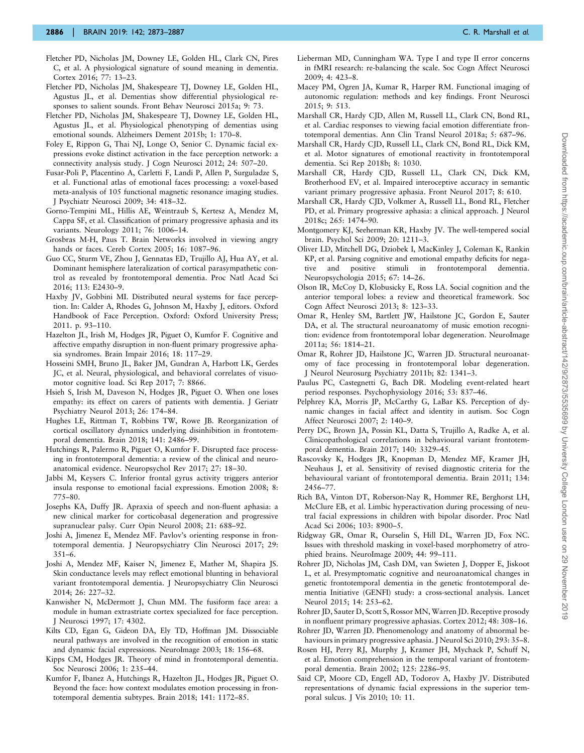Fletcher PD, Nicholas JM, Downey LE, Golden HL, Clark CN, Pires C, et al. A physiological signature of sound meaning in dementia. Cortex 2016; 77: 13–23.

Fletcher PD, Nicholas JM, Shakespeare TJ, Downey LE, Golden HL, Agustus JL, et al. Dementias show differential physiological responses to salient sounds. Front Behav Neurosci 2015a; 9: 73.

Fletcher PD, Nicholas JM, Shakespeare TJ, Downey LE, Golden HL, Agustus JL, et al. Physiological phenotyping of dementias using emotional sounds. Alzheimers Dement 2015b; 1: 170–8.

Foley E, Rippon G, Thai NJ, Longe O, Senior C. Dynamic facial expressions evoke distinct activation in the face perception network: a connectivity analysis study. J Cogn Neurosci 2012; 24: 507–20.

Fusar-Poli P, Placentino A, Carletti F, Landi P, Allen P, Surguladze S, et al. Functional atlas of emotional faces processing: a voxel-based meta-analysis of 105 functional magnetic resonance imaging studies. J Psychiatr Neurosci 2009; 34: 418–32.

Gorno-Tempini ML, Hillis AE, Weintraub S, Kertesz A, Mendez M, Cappa SF, et al. Classification of primary progressive aphasia and its variants. Neurology 2011; 76: 1006–14.

Grosbras M-H, Paus T. Brain Networks involved in viewing angry hands or faces. Cereb Cortex 2005; 16: 1087–96.

Guo CC, Sturm VE, Zhou J, Gennatas ED, Trujillo AJ, Hua AY, et al. Dominant hemisphere lateralization of cortical parasympathetic control as revealed by frontotemporal dementia. Proc Natl Acad Sci 2016; 113: E2430–9.

Haxby JV, Gobbini MI. Distributed neural systems for face perception. In: Calder A, Rhodes G, Johnson M, Haxby J, editors. Oxford Handbook of Face Perception. Oxford: Oxford University Press; 2011. p. 93–110.

Hazelton JL, Irish M, Hodges JR, Piguet O, Kumfor F. Cognitive and affective empathy disruption in non-fluent primary progressive aphasia syndromes. Brain Impair 2016; 18: 117–29.

Hosseini SMH, Bruno JL, Baker JM, Gundran A, Harbott LK, Gerdes JC, et al. Neural, physiological, and behavioral correlates of visuomotor cognitive load. Sci Rep 2017; 7: 8866.

Hsieh S, Irish M, Daveson N, Hodges JR, Piguet O. When one loses empathy: its effect on carers of patients with dementia. J Geriatr Psychiatry Neurol 2013; 26: 174–84.

Hughes LE, Rittman T, Robbins TW, Rowe JB. Reorganization of cortical oscillatory dynamics underlying disinhibition in frontotemporal dementia. Brain 2018; 141: 2486–99.

Hutchings R, Palermo R, Piguet O, Kumfor F. Disrupted face processing in frontotemporal dementia: a review of the clinical and neuroanatomical evidence. Neuropsychol Rev 2017; 27: 18–30.

Jabbi M, Keysers C. Inferior frontal gyrus activity triggers anterior insula response to emotional facial expressions. Emotion 2008; 8: 775–80.

Josephs KA, Duffy JR. Apraxia of speech and non-fluent aphasia: a new clinical marker for corticobasal degeneration and progressive supranuclear palsy. Curr Opin Neurol 2008; 21: 688–92.

Joshi A, Jimenez E, Mendez MF. Pavlov's orienting response in frontotemporal dementia. J Neuropsychiatry Clin Neurosci 2017; 29: 351–6.

Joshi A, Mendez MF, Kaiser N, Jimenez E, Mather M, Shapira JS. Skin conductance levels may reflect emotional blunting in behavioral variant frontotemporal dementia. J Neuropsychiatry Clin Neurosci 2014; 26: 227–32.

Kanwisher N, McDermott J, Chun MM. The fusiform face area: a module in human extrastriate cortex specialized for face perception. J Neurosci 1997; 17: 4302.

Kilts CD, Egan G, Gideon DA, Ely TD, Hoffman JM. Dissociable neural pathways are involved in the recognition of emotion in static and dynamic facial expressions. NeuroImage 2003; 18: 156–68.

Kipps CM, Hodges JR. Theory of mind in frontotemporal dementia. Soc Neurosci 2006; 1: 235–44.

Kumfor F, Ibanez A, Hutchings R, Hazelton JL, Hodges JR, Piguet O. Beyond the face: how context modulates emotion processing in frontotemporal dementia subtypes. Brain 2018; 141: 1172–85.

Lieberman MD, Cunningham WA. Type I and type II error concerns in fMRI research: re-balancing the scale. Soc Cogn Affect Neurosci 2009; 4: 423–8.

Macey PM, Ogren JA, Kumar R, Harper RM. Functional imaging of autonomic regulation: methods and key findings. Front Neurosci 2015; 9: 513.

Marshall CR, Hardy CJD, Allen M, Russell LL, Clark CN, Bond RL, et al. Cardiac responses to viewing facial emotion differentiate frontotemporal dementias. Ann Clin Transl Neurol 2018a; 5: 687–96.

Marshall CR, Hardy CJD, Russell LL, Clark CN, Bond RL, Dick KM, et al. Motor signatures of emotional reactivity in frontotemporal dementia. Sci Rep 2018b; 8: 1030.

Marshall CR, Hardy CJD, Russell LL, Clark CN, Dick KM, Brotherhood EV, et al. Impaired interoceptive accuracy in semantic variant primary progressive aphasia. Front Neurol 2017; 8: 610.

Marshall CR, Hardy CJD, Volkmer A, Russell LL, Bond RL, Fletcher PD, et al. Primary progressive aphasia: a clinical approach. J Neurol 2018c; 265: 1474–90.

Montgomery KJ, Seeherman KR, Haxby JV. The well-tempered social brain. Psychol Sci 2009; 20: 1211–3.

Oliver LD, Mitchell DG, Dziobek I, MacKinley J, Coleman K, Rankin KP, et al. Parsing cognitive and emotional empathy deficits for negative and positive stimuli in frontotemporal dementia. Neuropsychologia 2015; 67: 14–26.

Olson IR, McCoy D, Klobusicky E, Ross LA. Social cognition and the anterior temporal lobes: a review and theoretical framework. Soc Cogn Affect Neurosci 2013; 8: 123–33.

Omar R, Henley SM, Bartlett JW, Hailstone JC, Gordon E, Sauter DA, et al. The structural neuroanatomy of music emotion recognition: evidence from frontotemporal lobar degeneration. NeuroImage 2011a; 56: 1814–21.

Omar R, Rohrer JD, Hailstone JC, Warren JD. Structural neuroanatomy of face processing in frontotemporal lobar degeneration. J Neurol Neurosurg Psychiatry 2011b; 82: 1341–3.

Paulus PC, Castegnetti G, Bach DR. Modeling event-related heart period responses. Psychophysiology 2016; 53: 837–46.

Pelphrey KA, Morris JP, McCarthy G, LaBar KS. Perception of dynamic changes in facial affect and identity in autism. Soc Cogn Affect Neurosci 2007; 2: 140–9.

Perry DC, Brown JA, Possin KL, Datta S, Trujillo A, Radke A, et al. Clinicopathological correlations in behavioural variant frontotemporal dementia. Brain 2017; 140: 3329–45.

Rascovsky K, Hodges JR, Knopman D, Mendez MF, Kramer JH, Neuhaus J, et al. Sensitivity of revised diagnostic criteria for the behavioural variant of frontotemporal dementia. Brain 2011; 134: 2456–77.

Rich BA, Vinton DT, Roberson-Nay R, Hommer RE, Berghorst LH, McClure EB, et al. Limbic hyperactivation during processing of neutral facial expressions in children with bipolar disorder. Proc Natl Acad Sci 2006; 103: 8900–5.

Ridgway GR, Omar R, Ourselin S, Hill DL, Warren JD, Fox NC. Issues with threshold masking in voxel-based morphometry of atrophied brains. NeuroImage 2009; 44: 99–111.

Rohrer JD, Nicholas JM, Cash DM, van Swieten J, Dopper E, Jiskoot L, et al. Presymptomatic cognitive and neuroanatomical changes in genetic frontotemporal dementia in the genetic frontotemporal dementia Initiative (GENFI) study: a cross-sectional analysis. Lancet Neurol 2015; 14: 253–62.

Rohrer JD, Sauter D, Scott S, Rossor MN, Warren JD. Receptive prosody in nonfluent primary progressive aphasias. Cortex 2012; 48: 308–16.

Rohrer JD, Warren JD. Phenomenology and anatomy of abnormal behaviours in primary progressive aphasia. J Neurol Sci 2010; 293: 35–8.

Rosen HJ, Perry RJ, Murphy J, Kramer JH, Mychack P, Schuff N, et al. Emotion comprehension in the temporal variant of frontotemporal dementia. Brain 2002; 125: 2286–95.

Said CP, Moore CD, Engell AD, Todorov A, Haxby JV. Distributed representations of dynamic facial expressions in the superior temporal sulcus. J Vis 2010; 10: 11.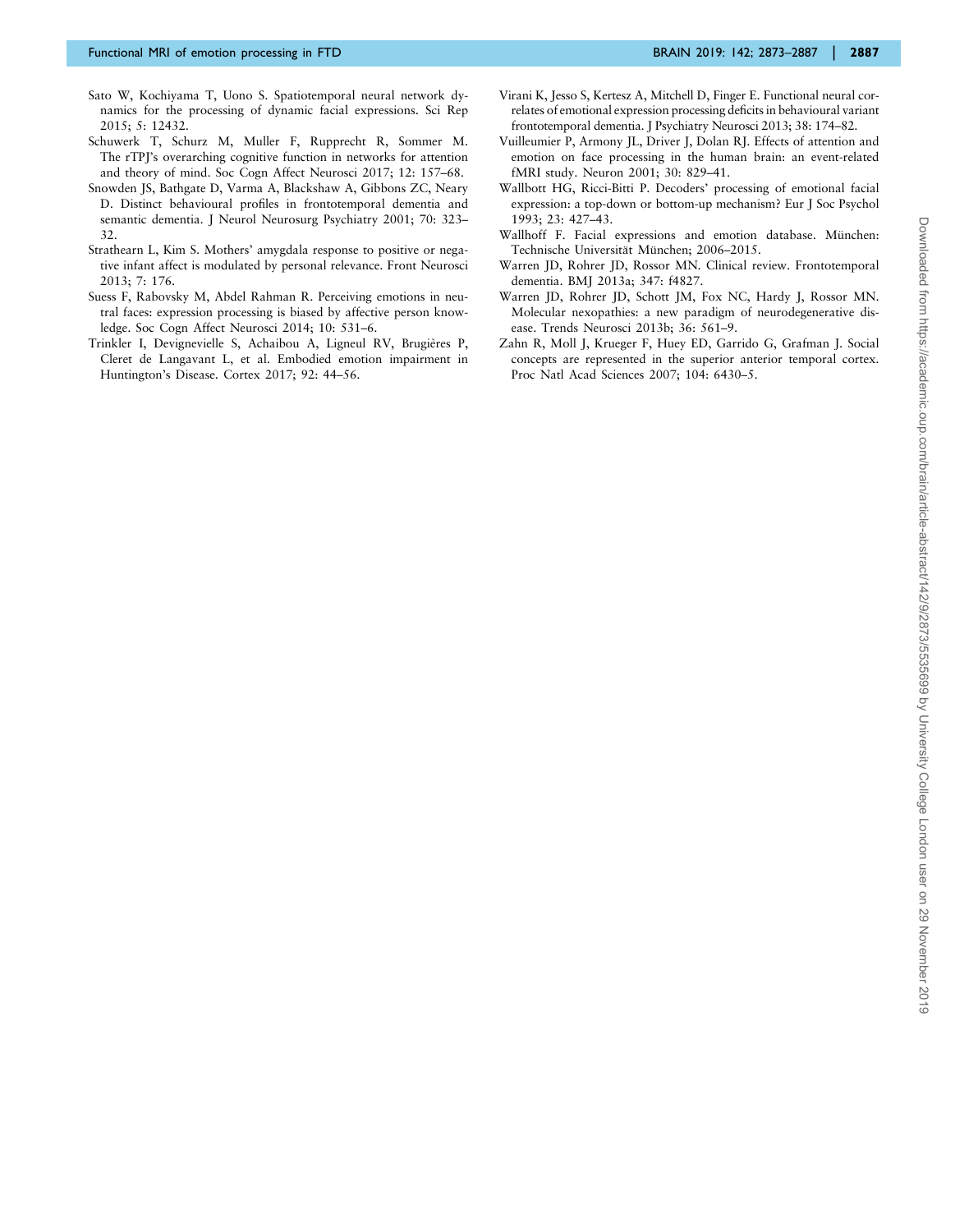Sato W, Kochiyama T, Uono S. Spatiotemporal neural network dynamics for the processing of dynamic facial expressions. Sci Rep 2015; 5: 12432.

Schuwerk T, Schurz M, Muller F, Rupprecht R, Sommer M. The rTPJ's overarching cognitive function in networks for attention and theory of mind. Soc Cogn Affect Neurosci 2017; 12: 157–68.

Snowden JS, Bathgate D, Varma A, Blackshaw A, Gibbons ZC, Neary D. Distinct behavioural profiles in frontotemporal dementia and semantic dementia. J Neurol Neurosurg Psychiatry 2001; 70: 323–32.

Strathearn L, Kim S. Mothers' amygdala response to positive or negative infant affect is modulated by personal relevance. Front Neurosci 2013; 7: 176.

Suess F, Rabovsky M, Abdel Rahman R. Perceiving emotions in neutral faces: expression processing is biased by affective person knowledge. Soc Cogn Affect Neurosci 2014; 10: 531–6.

Trinkler I, Devignevielle S, Achaibou A, Ligneul RV, Brugières P, Cleret de Langavant L, et al. Embodied emotion impairment in Huntington's Disease. Cortex 2017; 92: 44–56.

Virani K, Jesso S, Kertesz A, Mitchell D, Finger E. Functional neural correlates of emotional expression processing deficits in behavioural variant frontotemporal dementia. J Psychiatry Neurosci 2013; 38: 174–82.

Vuilleumier P, Armony JL, Driver J, Dolan RJ. Effects of attention and emotion on face processing in the human brain: an event-related fMRI study. Neuron 2001; 30: 829–41.

Wallbott HG, Ricci-Bitti P. Decoders' processing of emotional facial expression: a top-down or bottom-up mechanism? Eur J Soc Psychol 1993; 23: 427–43.

Wallhoff F. Facial expressions and emotion database. München: Technische Universität München; 2006–2015.

Warren JD, Rohrer JD, Rossor MN. Clinical review. Frontotemporal dementia. BMJ 2013a; 347: f4827.

Warren JD, Rohrer JD, Schott JM, Fox NC, Hardy J, Rossor MN. Molecular nexopathies: a new paradigm of neurodegenerative disease. Trends Neurosci 2013b; 36: 561–9.

Zahn R, Moll J, Krueger F, Huey ED, Garrido G, Grafman J. Social concepts are represented in the superior anterior temporal cortex. Proc Natl Acad Sciences 2007; 104: 6430–5.